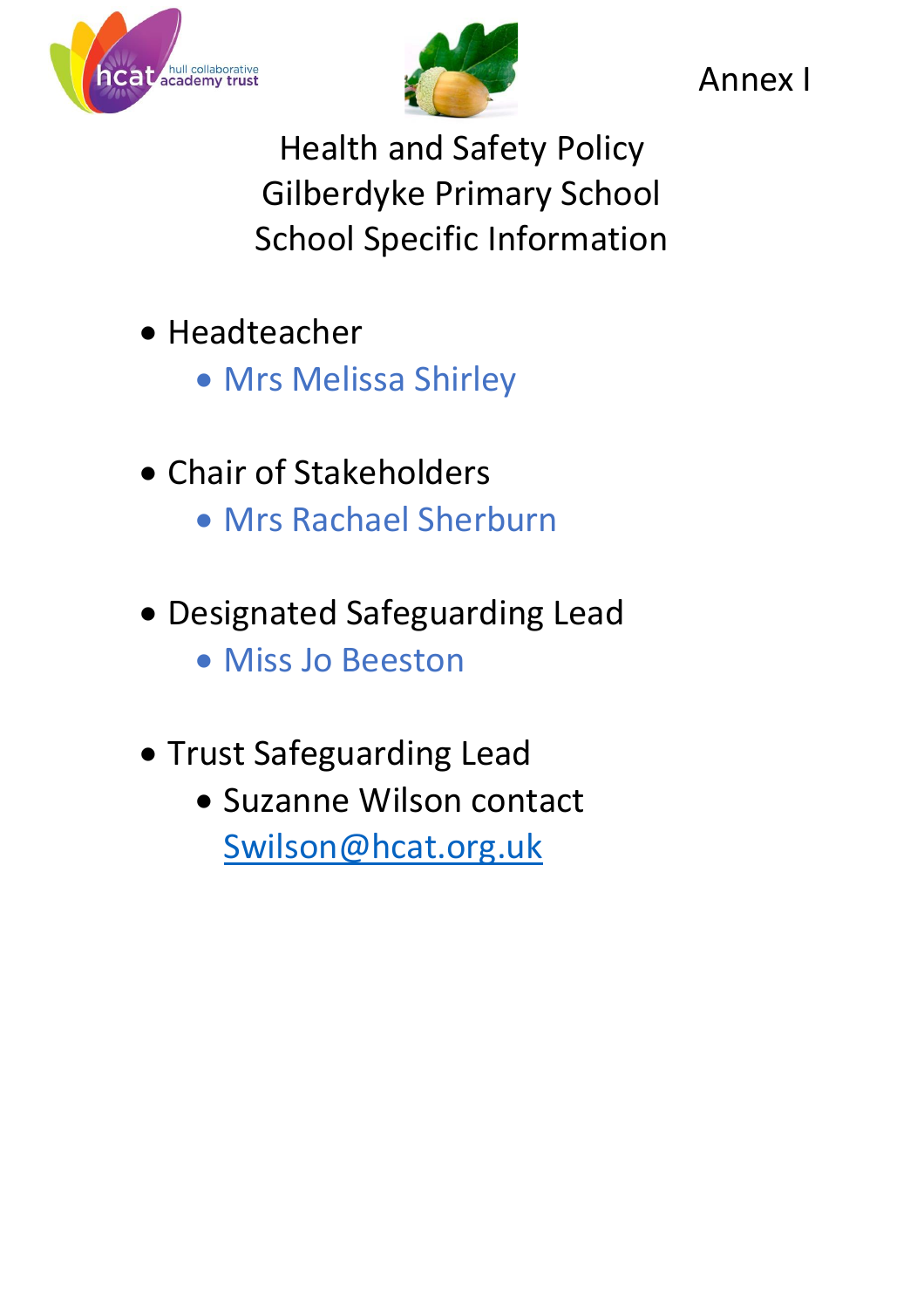Annex I

# Health and Safety Policy
# Gilberdyke Primary School
# School Specific Information

- Headteacher
    - Mrs Melissa Shirley

- Chair of Stakeholders
    - Mrs Rachael Sherburn

- Designated Safeguarding Lead
    - Miss Jo Beeston

- Trust Safeguarding Lead
    - Suzanne Wilson contact Swilson@hcat.org.uk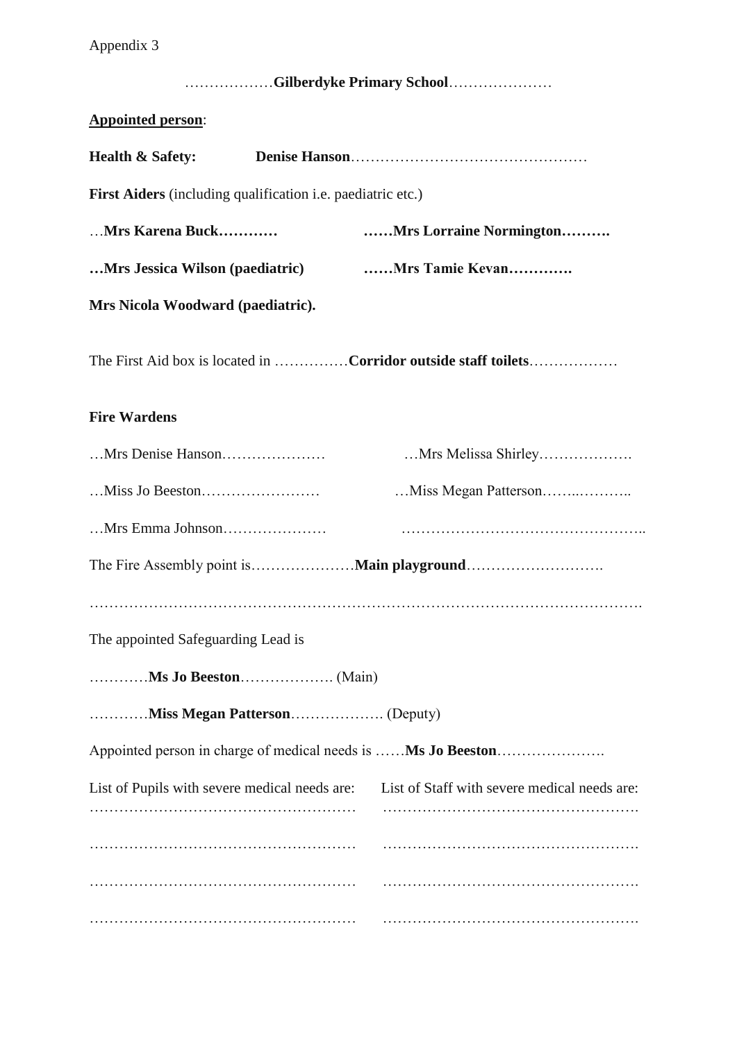Appendix 3

………………**Gilberdyke Primary School**…………………

**Appointed person**:

**Health & Safety:** **Denise Hanson**…………………………………………

**First Aiders** (including qualification i.e. paediatric etc.)

…**Mrs Karena Buck…………** **……Mrs Lorraine Normington……….**

**…Mrs Jessica Wilson (paediatric)** **……Mrs Tamie Kevan………….**

**Mrs Nicola Woodward (paediatric).**

The First Aid box is located in ……………**Corridor outside staff toilets**………………

**Fire Wardens**

…Mrs Denise Hanson………………… …Mrs Melissa Shirley……………….

…Miss Jo Beeston…………………… …Miss Megan Patterson……..………..

…Mrs Emma Johnson………………… …………………………………………..

The Fire Assembly point is…………………**Main playground**……………………….

………………………………………………………………………………………………….

The appointed Safeguarding Lead is

…………**Ms Jo Beeston**………………. (Main)

…………**Miss Megan Patterson**………………. (Deputy)

Appointed person in charge of medical needs is ……**Ms Jo Beeston**………………….

| List of Pupils with severe medical needs are: | List of Staff with severe medical needs are: |
|---|---|
| ……………………………………………… | ……………………………………………. |
| ……………………………………………… | ……………………………………………. |
| ……………………………………………… | ……………………………………………. |
| ……………………………………………… | ……………………………………………. |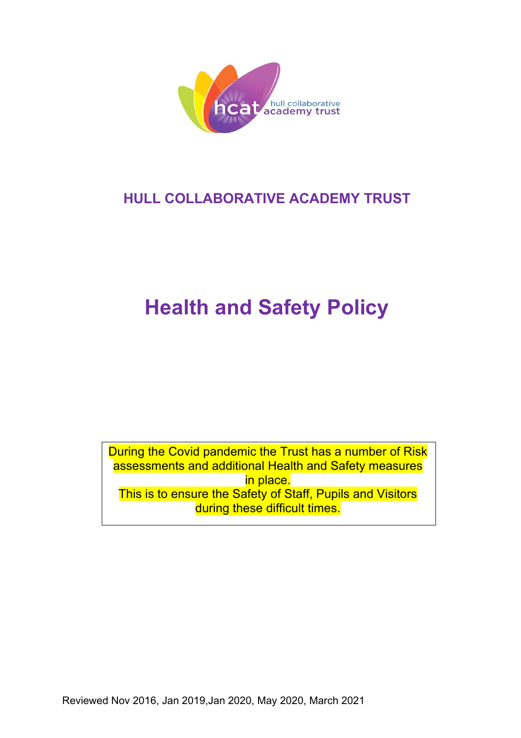HULL COLLABORATIVE ACADEMY TRUST

# Health and Safety Policy

During the Covid pandemic the Trust has a number of Risk assessments and additional Health and Safety measures in place.
This is to ensure the Safety of Staff, Pupils and Visitors during these difficult times.

Reviewed Nov 2016, Jan 2019,Jan 2020, May 2020, March 2021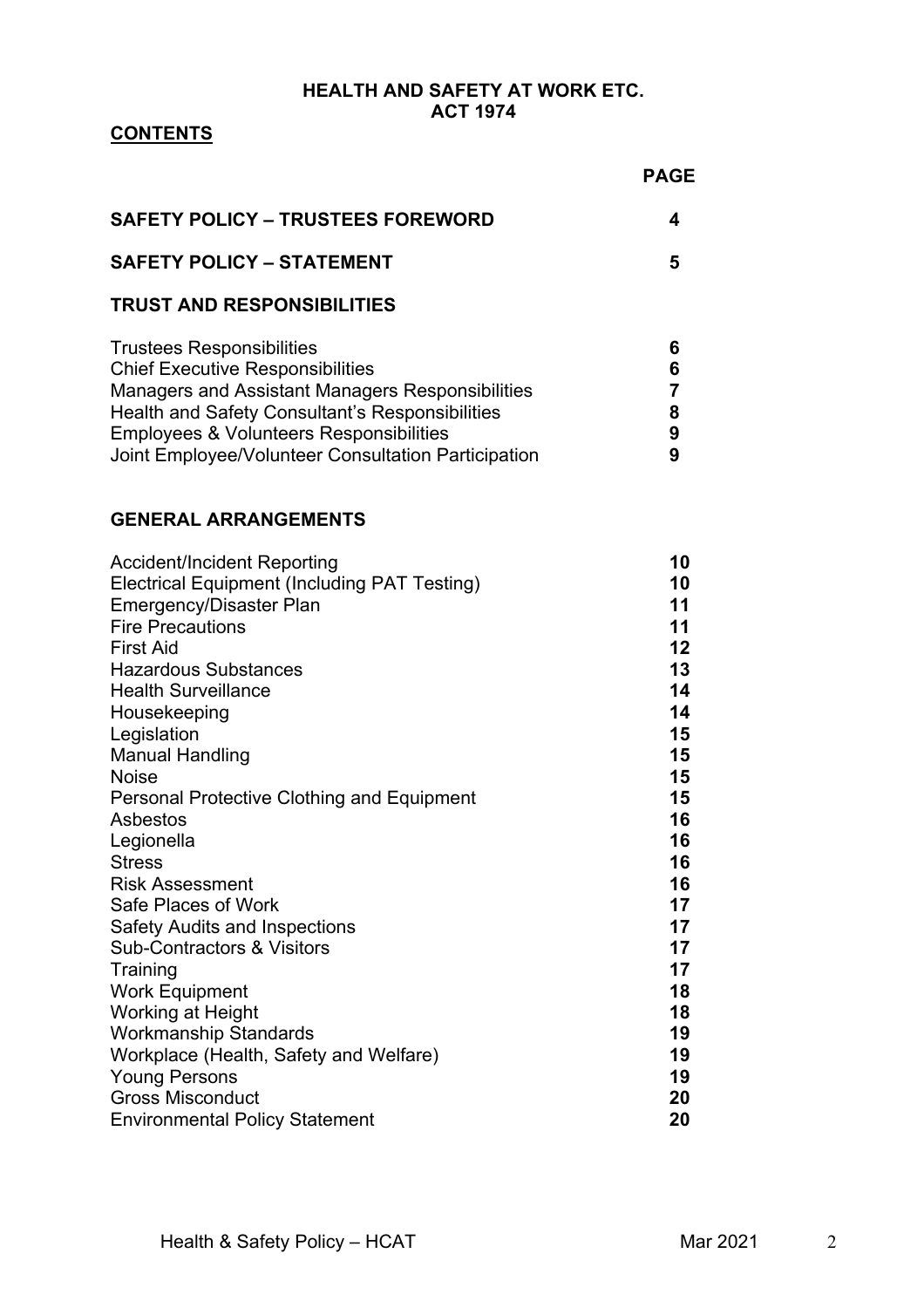**HEALTH AND SAFETY AT WORK ETC. ACT 1974**

## CONTENTS

| | PAGE |
|---|---|
| **SAFETY POLICY – TRUSTEES FOREWORD** | **4** |
| **SAFETY POLICY – STATEMENT** | **5** |
| **TRUST AND RESPONSIBILITIES** | |
| Trustees Responsibilities | **6** |
| Chief Executive Responsibilities | **6** |
| Managers and Assistant Managers Responsibilities | **7** |
| Health and Safety Consultant's Responsibilities | **8** |
| Employees & Volunteers Responsibilities | **9** |
| Joint Employee/Volunteer Consultation Participation | **9** |
| **GENERAL ARRANGEMENTS** | |
| Accident/Incident Reporting | **10** |
| Electrical Equipment (Including PAT Testing) | **10** |
| Emergency/Disaster Plan | **11** |
| Fire Precautions | **11** |
| First Aid | **12** |
| Hazardous Substances | **13** |
| Health Surveillance | **14** |
| Housekeeping | **14** |
| Legislation | **15** |
| Manual Handling | **15** |
| Noise | **15** |
| Personal Protective Clothing and Equipment | **15** |
| Asbestos | **16** |
| Legionella | **16** |
| Stress | **16** |
| Risk Assessment | **16** |
| Safe Places of Work | **17** |
| Safety Audits and Inspections | **17** |
| Sub-Contractors & Visitors | **17** |
| Training | **17** |
| Work Equipment | **18** |
| Working at Height | **18** |
| Workmanship Standards | **19** |
| Workplace (Health, Safety and Welfare) | **19** |
| Young Persons | **19** |
| Gross Misconduct | **20** |
| Environmental Policy Statement | **20** |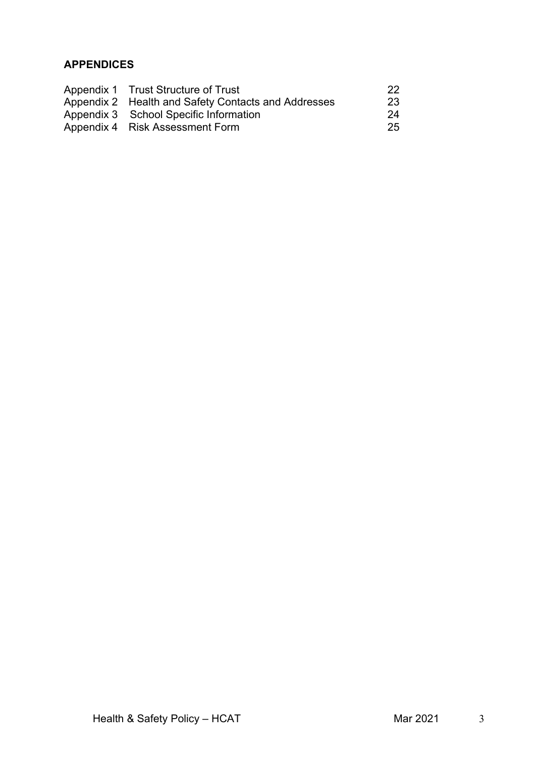## APPENDICES

| | | |
|---|---|---|
| Appendix 1 | Trust Structure of Trust | 22 |
| Appendix 2 | Health and Safety Contacts and Addresses | 23 |
| Appendix 3 | School Specific Information | 24 |
| Appendix 4 | Risk Assessment Form | 25 |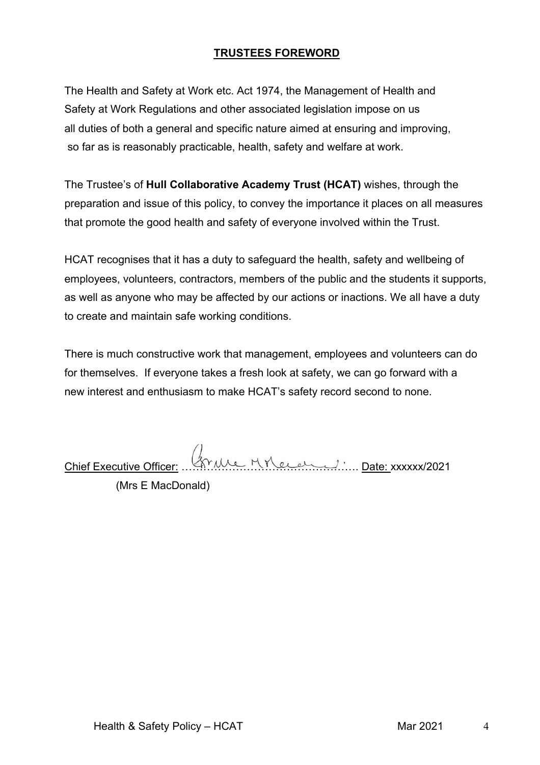## TRUSTEES FOREWORD

The Health and Safety at Work etc. Act 1974, the Management of Health and Safety at Work Regulations and other associated legislation impose on us all duties of both a general and specific nature aimed at ensuring and improving, so far as is reasonably practicable, health, safety and welfare at work.

The Trustee's of **Hull Collaborative Academy Trust (HCAT)** wishes, through the preparation and issue of this policy, to convey the importance it places on all measures that promote the good health and safety of everyone involved within the Trust.

HCAT recognises that it has a duty to safeguard the health, safety and wellbeing of employees, volunteers, contractors, members of the public and the students it supports, as well as anyone who may be affected by our actions or inactions. We all have a duty to create and maintain safe working conditions.

There is much constructive work that management, employees and volunteers can do for themselves. If everyone takes a fresh look at safety, we can go forward with a new interest and enthusiasm to make HCAT's safety record second to none.

Chief Executive Officer: ……………………………………………. Date: xxxxxx/2021
(Mrs E MacDonald)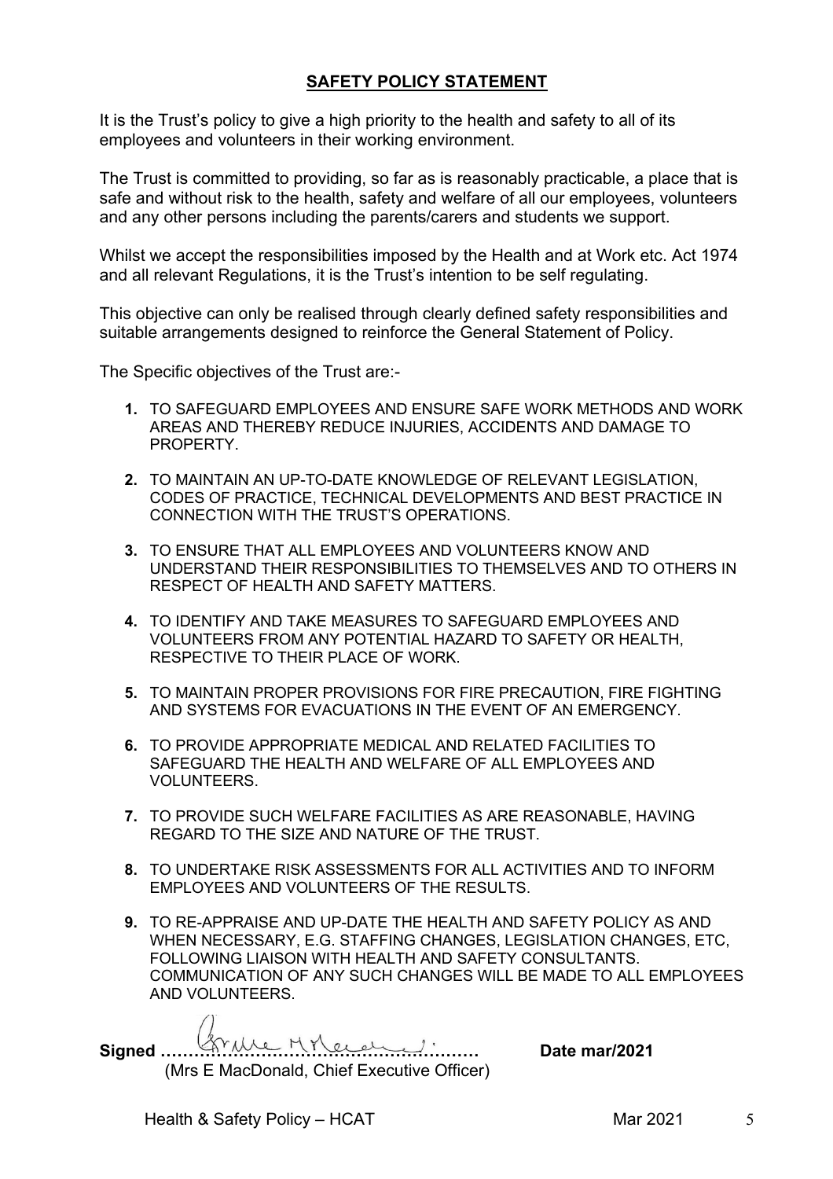## SAFETY POLICY STATEMENT

It is the Trust's policy to give a high priority to the health and safety to all of its employees and volunteers in their working environment.

The Trust is committed to providing, so far as is reasonably practicable, a place that is safe and without risk to the health, safety and welfare of all our employees, volunteers and any other persons including the parents/carers and students we support.

Whilst we accept the responsibilities imposed by the Health and at Work etc. Act 1974 and all relevant Regulations, it is the Trust's intention to be self regulating.

This objective can only be realised through clearly defined safety responsibilities and suitable arrangements designed to reinforce the General Statement of Policy.

The Specific objectives of the Trust are:-

1. TO SAFEGUARD EMPLOYEES AND ENSURE SAFE WORK METHODS AND WORK AREAS AND THEREBY REDUCE INJURIES, ACCIDENTS AND DAMAGE TO PROPERTY.
2. TO MAINTAIN AN UP-TO-DATE KNOWLEDGE OF RELEVANT LEGISLATION, CODES OF PRACTICE, TECHNICAL DEVELOPMENTS AND BEST PRACTICE IN CONNECTION WITH THE TRUST'S OPERATIONS.
3. TO ENSURE THAT ALL EMPLOYEES AND VOLUNTEERS KNOW AND UNDERSTAND THEIR RESPONSIBILITIES TO THEMSELVES AND TO OTHERS IN RESPECT OF HEALTH AND SAFETY MATTERS.
4. TO IDENTIFY AND TAKE MEASURES TO SAFEGUARD EMPLOYEES AND VOLUNTEERS FROM ANY POTENTIAL HAZARD TO SAFETY OR HEALTH, RESPECTIVE TO THEIR PLACE OF WORK.
5. TO MAINTAIN PROPER PROVISIONS FOR FIRE PRECAUTION, FIRE FIGHTING AND SYSTEMS FOR EVACUATIONS IN THE EVENT OF AN EMERGENCY.
6. TO PROVIDE APPROPRIATE MEDICAL AND RELATED FACILITIES TO SAFEGUARD THE HEALTH AND WELFARE OF ALL EMPLOYEES AND VOLUNTEERS.
7. TO PROVIDE SUCH WELFARE FACILITIES AS ARE REASONABLE, HAVING REGARD TO THE SIZE AND NATURE OF THE TRUST.
8. TO UNDERTAKE RISK ASSESSMENTS FOR ALL ACTIVITIES AND TO INFORM EMPLOYEES AND VOLUNTEERS OF THE RESULTS.
9. TO RE-APPRAISE AND UP-DATE THE HEALTH AND SAFETY POLICY AS AND WHEN NECESSARY, E.G. STAFFING CHANGES, LEGISLATION CHANGES, ETC, FOLLOWING LIAISON WITH HEALTH AND SAFETY CONSULTANTS. COMMUNICATION OF ANY SUCH CHANGES WILL BE MADE TO ALL EMPLOYEES AND VOLUNTEERS.

**Signed** ……………………………………………… **Date mar/2021**

(Mrs E MacDonald, Chief Executive Officer)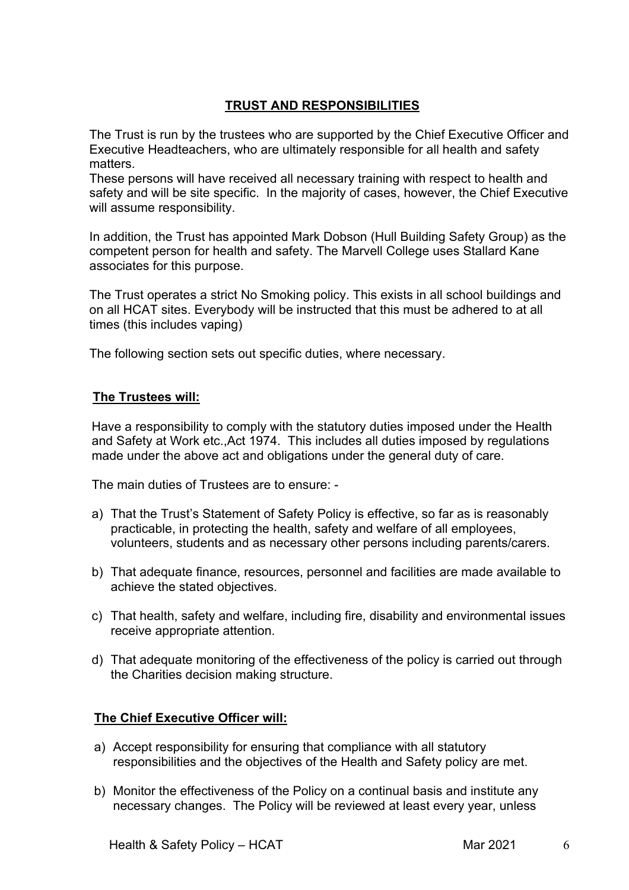## TRUST AND RESPONSIBILITIES

The Trust is run by the trustees who are supported by the Chief Executive Officer and Executive Headteachers, who are ultimately responsible for all health and safety matters.
These persons will have received all necessary training with respect to health and safety and will be site specific. In the majority of cases, however, the Chief Executive will assume responsibility.

In addition, the Trust has appointed Mark Dobson (Hull Building Safety Group) as the competent person for health and safety. The Marvell College uses Stallard Kane associates for this purpose.

The Trust operates a strict No Smoking policy. This exists in all school buildings and on all HCAT sites. Everybody will be instructed that this must be adhered to at all times (this includes vaping)

The following section sets out specific duties, where necessary.

### The Trustees will:

Have a responsibility to comply with the statutory duties imposed under the Health and Safety at Work etc.,Act 1974. This includes all duties imposed by regulations made under the above act and obligations under the general duty of care.

The main duties of Trustees are to ensure: -

a) That the Trust's Statement of Safety Policy is effective, so far as is reasonably practicable, in protecting the health, safety and welfare of all employees, volunteers, students and as necessary other persons including parents/carers.

b) That adequate finance, resources, personnel and facilities are made available to achieve the stated objectives.

c) That health, safety and welfare, including fire, disability and environmental issues receive appropriate attention.

d) That adequate monitoring of the effectiveness of the policy is carried out through the Charities decision making structure.

### The Chief Executive Officer will:

a) Accept responsibility for ensuring that compliance with all statutory responsibilities and the objectives of the Health and Safety policy are met.

b) Monitor the effectiveness of the Policy on a continual basis and institute any necessary changes. The Policy will be reviewed at least every year, unless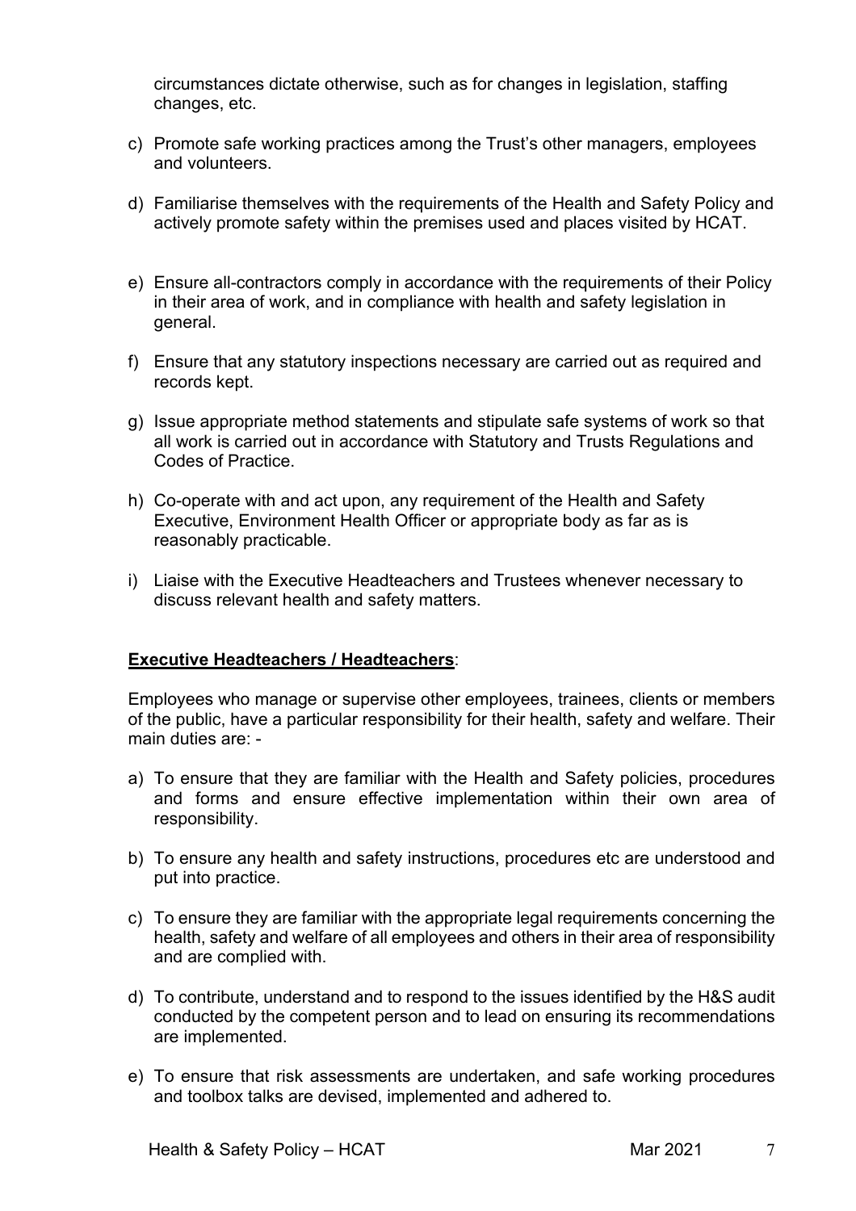circumstances dictate otherwise, such as for changes in legislation, staffing changes, etc.

c) Promote safe working practices among the Trust's other managers, employees and volunteers.

d) Familiarise themselves with the requirements of the Health and Safety Policy and actively promote safety within the premises used and places visited by HCAT.

e) Ensure all-contractors comply in accordance with the requirements of their Policy in their area of work, and in compliance with health and safety legislation in general.

f) Ensure that any statutory inspections necessary are carried out as required and records kept.

g) Issue appropriate method statements and stipulate safe systems of work so that all work is carried out in accordance with Statutory and Trusts Regulations and Codes of Practice.

h) Co-operate with and act upon, any requirement of the Health and Safety Executive, Environment Health Officer or appropriate body as far as is reasonably practicable.

i) Liaise with the Executive Headteachers and Trustees whenever necessary to discuss relevant health and safety matters.

**Executive Headteachers / Headteachers**:

Employees who manage or supervise other employees, trainees, clients or members of the public, have a particular responsibility for their health, safety and welfare. Their main duties are: -

a) To ensure that they are familiar with the Health and Safety policies, procedures and forms and ensure effective implementation within their own area of responsibility.

b) To ensure any health and safety instructions, procedures etc are understood and put into practice.

c) To ensure they are familiar with the appropriate legal requirements concerning the health, safety and welfare of all employees and others in their area of responsibility and are complied with.

d) To contribute, understand and to respond to the issues identified by the H&S audit conducted by the competent person and to lead on ensuring its recommendations are implemented.

e) To ensure that risk assessments are undertaken, and safe working procedures and toolbox talks are devised, implemented and adhered to.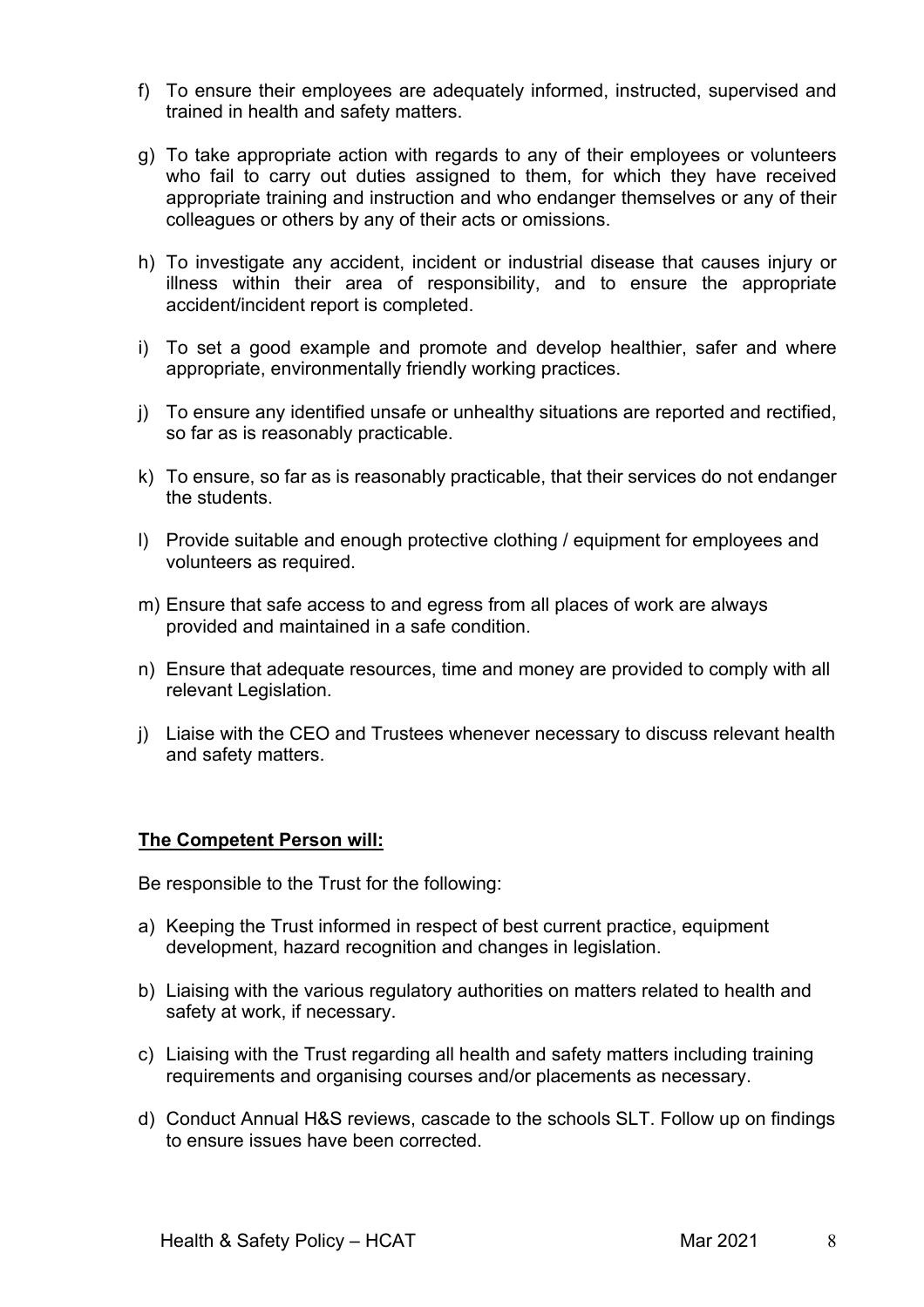f) To ensure their employees are adequately informed, instructed, supervised and trained in health and safety matters.

g) To take appropriate action with regards to any of their employees or volunteers who fail to carry out duties assigned to them, for which they have received appropriate training and instruction and who endanger themselves or any of their colleagues or others by any of their acts or omissions.

h) To investigate any accident, incident or industrial disease that causes injury or illness within their area of responsibility, and to ensure the appropriate accident/incident report is completed.

i) To set a good example and promote and develop healthier, safer and where appropriate, environmentally friendly working practices.

j) To ensure any identified unsafe or unhealthy situations are reported and rectified, so far as is reasonably practicable.

k) To ensure, so far as is reasonably practicable, that their services do not endanger the students.

l) Provide suitable and enough protective clothing / equipment for employees and volunteers as required.

m) Ensure that safe access to and egress from all places of work are always provided and maintained in a safe condition.

n) Ensure that adequate resources, time and money are provided to comply with all relevant Legislation.

j) Liaise with the CEO and Trustees whenever necessary to discuss relevant health and safety matters.

**The Competent Person will:**

Be responsible to the Trust for the following:

a) Keeping the Trust informed in respect of best current practice, equipment development, hazard recognition and changes in legislation.

b) Liaising with the various regulatory authorities on matters related to health and safety at work, if necessary.

c) Liaising with the Trust regarding all health and safety matters including training requirements and organising courses and/or placements as necessary.

d) Conduct Annual H&S reviews, cascade to the schools SLT. Follow up on findings to ensure issues have been corrected.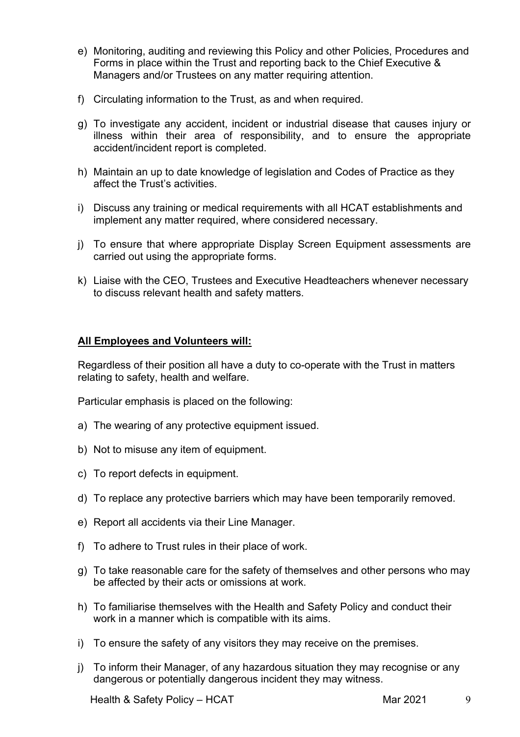e) Monitoring, auditing and reviewing this Policy and other Policies, Procedures and Forms in place within the Trust and reporting back to the Chief Executive & Managers and/or Trustees on any matter requiring attention.

f) Circulating information to the Trust, as and when required.

g) To investigate any accident, incident or industrial disease that causes injury or illness within their area of responsibility, and to ensure the appropriate accident/incident report is completed.

h) Maintain an up to date knowledge of legislation and Codes of Practice as they affect the Trust's activities.

i) Discuss any training or medical requirements with all HCAT establishments and implement any matter required, where considered necessary.

j) To ensure that where appropriate Display Screen Equipment assessments are carried out using the appropriate forms.

k) Liaise with the CEO, Trustees and Executive Headteachers whenever necessary to discuss relevant health and safety matters.

**All Employees and Volunteers will:**

Regardless of their position all have a duty to co-operate with the Trust in matters relating to safety, health and welfare.

Particular emphasis is placed on the following:

a) The wearing of any protective equipment issued.

b) Not to misuse any item of equipment.

c) To report defects in equipment.

d) To replace any protective barriers which may have been temporarily removed.

e) Report all accidents via their Line Manager.

f) To adhere to Trust rules in their place of work.

g) To take reasonable care for the safety of themselves and other persons who may be affected by their acts or omissions at work.

h) To familiarise themselves with the Health and Safety Policy and conduct their work in a manner which is compatible with its aims.

i) To ensure the safety of any visitors they may receive on the premises.

j) To inform their Manager, of any hazardous situation they may recognise or any dangerous or potentially dangerous incident they may witness.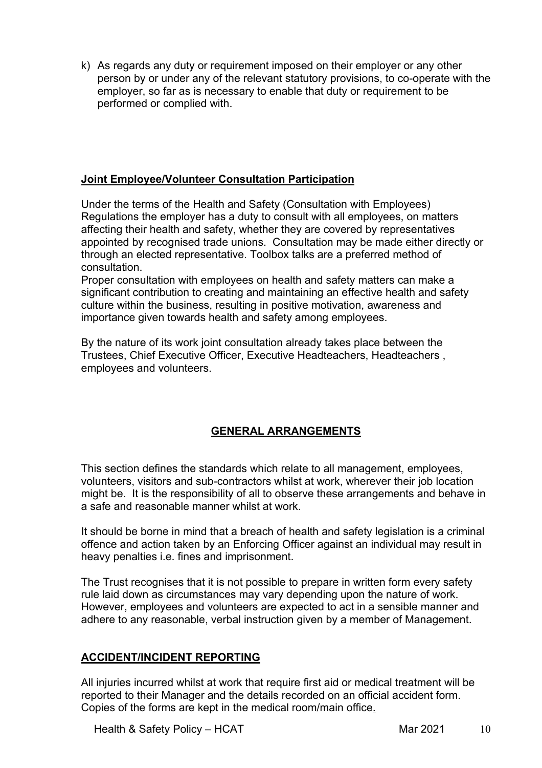k) As regards any duty or requirement imposed on their employer or any other person by or under any of the relevant statutory provisions, to co-operate with the employer, so far as is necessary to enable that duty or requirement to be performed or complied with.

**Joint Employee/Volunteer Consultation Participation**

Under the terms of the Health and Safety (Consultation with Employees) Regulations the employer has a duty to consult with all employees, on matters affecting their health and safety, whether they are covered by representatives appointed by recognised trade unions. Consultation may be made either directly or through an elected representative. Toolbox talks are a preferred method of consultation.

Proper consultation with employees on health and safety matters can make a significant contribution to creating and maintaining an effective health and safety culture within the business, resulting in positive motivation, awareness and importance given towards health and safety among employees.

By the nature of its work joint consultation already takes place between the Trustees, Chief Executive Officer, Executive Headteachers, Headteachers , employees and volunteers.

## GENERAL ARRANGEMENTS

This section defines the standards which relate to all management, employees, volunteers, visitors and sub-contractors whilst at work, wherever their job location might be. It is the responsibility of all to observe these arrangements and behave in a safe and reasonable manner whilst at work.

It should be borne in mind that a breach of health and safety legislation is a criminal offence and action taken by an Enforcing Officer against an individual may result in heavy penalties i.e. fines and imprisonment.

The Trust recognises that it is not possible to prepare in written form every safety rule laid down as circumstances may vary depending upon the nature of work. However, employees and volunteers are expected to act in a sensible manner and adhere to any reasonable, verbal instruction given by a member of Management.

**ACCIDENT/INCIDENT REPORTING**

All injuries incurred whilst at work that require first aid or medical treatment will be reported to their Manager and the details recorded on an official accident form. Copies of the forms are kept in the medical room/main office.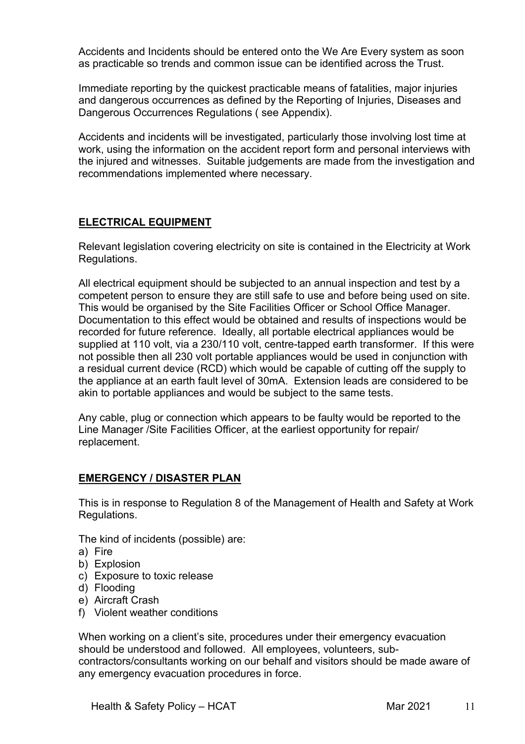Accidents and Incidents should be entered onto the We Are Every system as soon as practicable so trends and common issue can be identified across the Trust.

Immediate reporting by the quickest practicable means of fatalities, major injuries and dangerous occurrences as defined by the Reporting of Injuries, Diseases and Dangerous Occurrences Regulations ( see Appendix).

Accidents and incidents will be investigated, particularly those involving lost time at work, using the information on the accident report form and personal interviews with the injured and witnesses. Suitable judgements are made from the investigation and recommendations implemented where necessary.

## **ELECTRICAL EQUIPMENT**

Relevant legislation covering electricity on site is contained in the Electricity at Work Regulations.

All electrical equipment should be subjected to an annual inspection and test by a competent person to ensure they are still safe to use and before being used on site. This would be organised by the Site Facilities Officer or School Office Manager. Documentation to this effect would be obtained and results of inspections would be recorded for future reference. Ideally, all portable electrical appliances would be supplied at 110 volt, via a 230/110 volt, centre-tapped earth transformer. If this were not possible then all 230 volt portable appliances would be used in conjunction with a residual current device (RCD) which would be capable of cutting off the supply to the appliance at an earth fault level of 30mA. Extension leads are considered to be akin to portable appliances and would be subject to the same tests.

Any cable, plug or connection which appears to be faulty would be reported to the Line Manager /Site Facilities Officer, at the earliest opportunity for repair/ replacement.

## **EMERGENCY / DISASTER PLAN**

This is in response to Regulation 8 of the Management of Health and Safety at Work Regulations.

The kind of incidents (possible) are:

a) Fire
b) Explosion
c) Exposure to toxic release
d) Flooding
e) Aircraft Crash
f) Violent weather conditions

When working on a client's site, procedures under their emergency evacuation should be understood and followed. All employees, volunteers, sub-contractors/consultants working on our behalf and visitors should be made aware of any emergency evacuation procedures in force.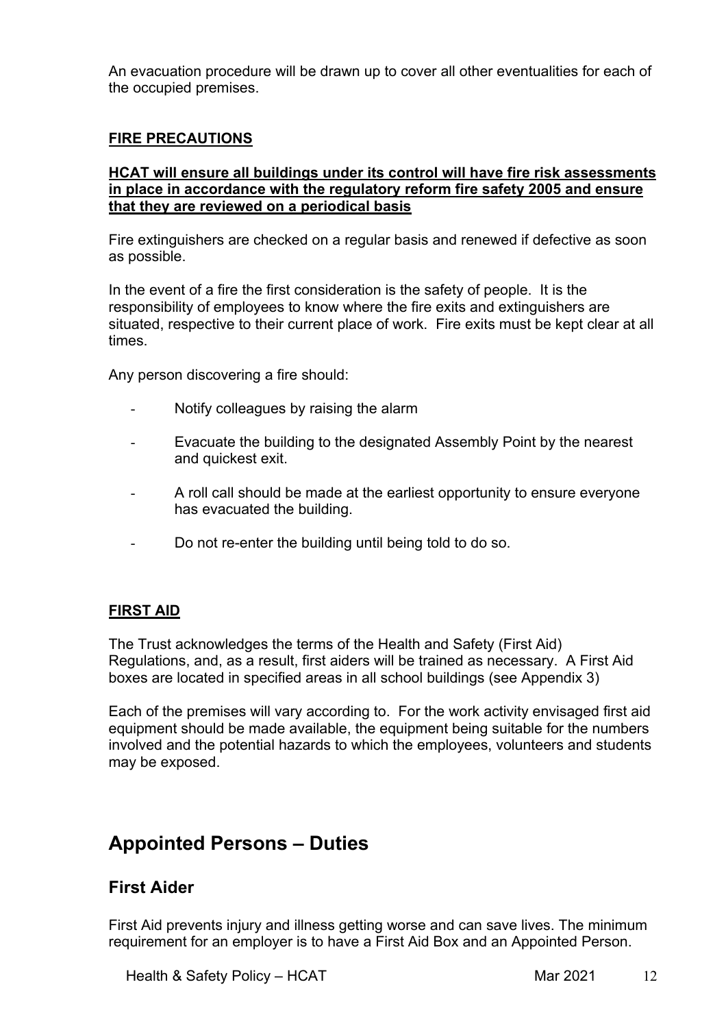An evacuation procedure will be drawn up to cover all other eventualities for each of the occupied premises.

**FIRE PRECAUTIONS**

**HCAT will ensure all buildings under its control will have fire risk assessments in place in accordance with the regulatory reform fire safety 2005 and ensure that they are reviewed on a periodical basis**

Fire extinguishers are checked on a regular basis and renewed if defective as soon as possible.

In the event of a fire the first consideration is the safety of people. It is the responsibility of employees to know where the fire exits and extinguishers are situated, respective to their current place of work. Fire exits must be kept clear at all times.

Any person discovering a fire should:

- Notify colleagues by raising the alarm
- Evacuate the building to the designated Assembly Point by the nearest and quickest exit.
- A roll call should be made at the earliest opportunity to ensure everyone has evacuated the building.
- Do not re-enter the building until being told to do so.

**FIRST AID**

The Trust acknowledges the terms of the Health and Safety (First Aid) Regulations, and, as a result, first aiders will be trained as necessary. A First Aid boxes are located in specified areas in all school buildings (see Appendix 3)

Each of the premises will vary according to. For the work activity envisaged first aid equipment should be made available, the equipment being suitable for the numbers involved and the potential hazards to which the employees, volunteers and students may be exposed.

# Appointed Persons – Duties

## First Aider

First Aid prevents injury and illness getting worse and can save lives. The minimum requirement for an employer is to have a First Aid Box and an Appointed Person.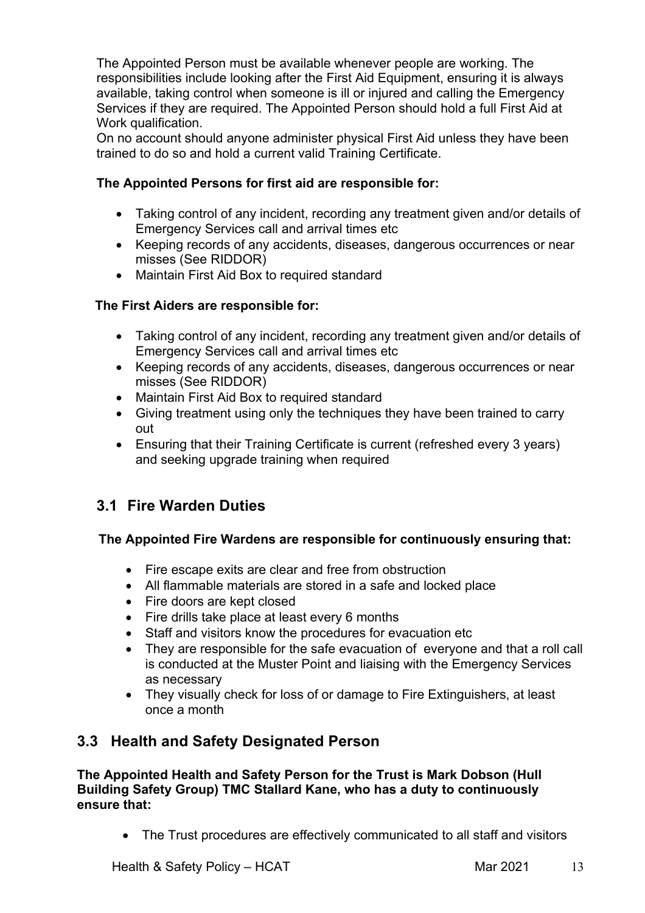The Appointed Person must be available whenever people are working. The responsibilities include looking after the First Aid Equipment, ensuring it is always available, taking control when someone is ill or injured and calling the Emergency Services if they are required. The Appointed Person should hold a full First Aid at Work qualification.
On no account should anyone administer physical First Aid unless they have been trained to do so and hold a current valid Training Certificate.

**The Appointed Persons for first aid are responsible for:**

- Taking control of any incident, recording any treatment given and/or details of Emergency Services call and arrival times etc
- Keeping records of any accidents, diseases, dangerous occurrences or near misses (See RIDDOR)
- Maintain First Aid Box to required standard

**The First Aiders are responsible for:**

- Taking control of any incident, recording any treatment given and/or details of Emergency Services call and arrival times etc
- Keeping records of any accidents, diseases, dangerous occurrences or near misses (See RIDDOR)
- Maintain First Aid Box to required standard
- Giving treatment using only the techniques they have been trained to carry out
- Ensuring that their Training Certificate is current (refreshed every 3 years) and seeking upgrade training when required

## 3.1 Fire Warden Duties

**The Appointed Fire Wardens are responsible for continuously ensuring that:**

- Fire escape exits are clear and free from obstruction
- All flammable materials are stored in a safe and locked place
- Fire doors are kept closed
- Fire drills take place at least every 6 months
- Staff and visitors know the procedures for evacuation etc
- They are responsible for the safe evacuation of everyone and that a roll call is conducted at the Muster Point and liaising with the Emergency Services as necessary
- They visually check for loss of or damage to Fire Extinguishers, at least once a month

## 3.3 Health and Safety Designated Person

**The Appointed Health and Safety Person for the Trust is Mark Dobson (Hull Building Safety Group) TMC Stallard Kane, who has a duty to continuously ensure that:**

- The Trust procedures are effectively communicated to all staff and visitors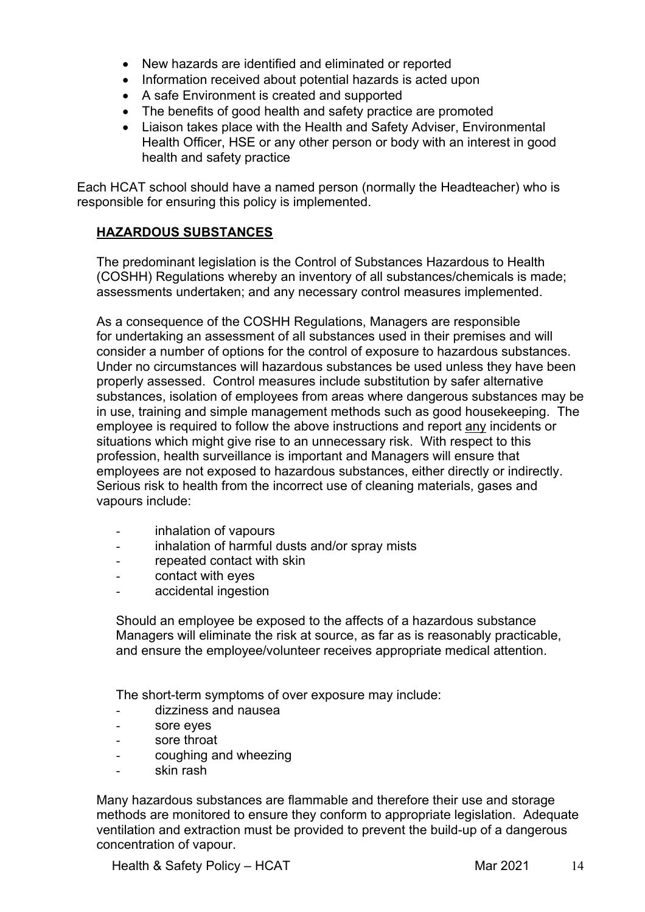- New hazards are identified and eliminated or reported
- Information received about potential hazards is acted upon
- A safe Environment is created and supported
- The benefits of good health and safety practice are promoted
- Liaison takes place with the Health and Safety Adviser, Environmental Health Officer, HSE or any other person or body with an interest in good health and safety practice

Each HCAT school should have a named person (normally the Headteacher) who is responsible for ensuring this policy is implemented.

## HAZARDOUS SUBSTANCES

The predominant legislation is the Control of Substances Hazardous to Health (COSHH) Regulations whereby an inventory of all substances/chemicals is made; assessments undertaken; and any necessary control measures implemented.

As a consequence of the COSHH Regulations, Managers are responsible for undertaking an assessment of all substances used in their premises and will consider a number of options for the control of exposure to hazardous substances. Under no circumstances will hazardous substances be used unless they have been properly assessed. Control measures include substitution by safer alternative substances, isolation of employees from areas where dangerous substances may be in use, training and simple management methods such as good housekeeping. The employee is required to follow the above instructions and report <u>any</u> incidents or situations which might give rise to an unnecessary risk. With respect to this profession, health surveillance is important and Managers will ensure that employees are not exposed to hazardous substances, either directly or indirectly. Serious risk to health from the incorrect use of cleaning materials, gases and vapours include:

- inhalation of vapours
- inhalation of harmful dusts and/or spray mists
- repeated contact with skin
- contact with eyes
- accidental ingestion

Should an employee be exposed to the affects of a hazardous substance Managers will eliminate the risk at source, as far as is reasonably practicable, and ensure the employee/volunteer receives appropriate medical attention.

The short-term symptoms of over exposure may include:

- dizziness and nausea
- sore eyes
- sore throat
- coughing and wheezing
- skin rash

Many hazardous substances are flammable and therefore their use and storage methods are monitored to ensure they conform to appropriate legislation. Adequate ventilation and extraction must be provided to prevent the build-up of a dangerous concentration of vapour.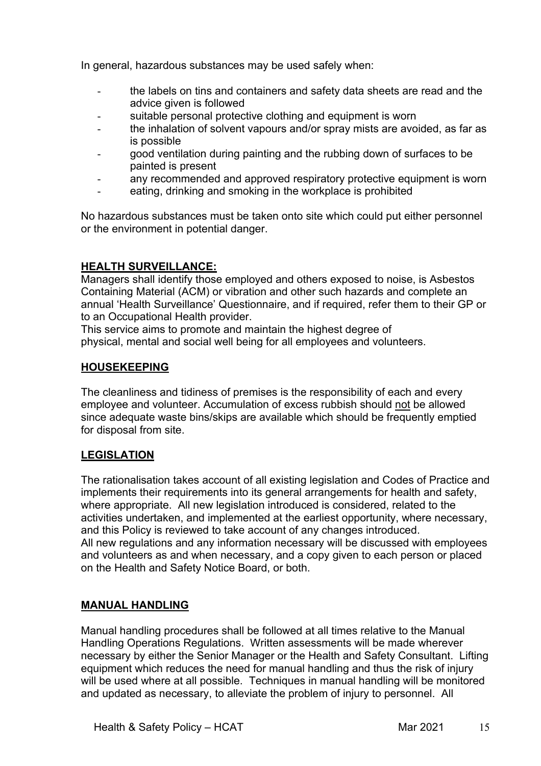In general, hazardous substances may be used safely when:

- the labels on tins and containers and safety data sheets are read and the advice given is followed
- suitable personal protective clothing and equipment is worn
- the inhalation of solvent vapours and/or spray mists are avoided, as far as is possible
- good ventilation during painting and the rubbing down of surfaces to be painted is present
- any recommended and approved respiratory protective equipment is worn
- eating, drinking and smoking in the workplace is prohibited

No hazardous substances must be taken onto site which could put either personnel or the environment in potential danger.

## HEALTH SURVEILLANCE:

Managers shall identify those employed and others exposed to noise, is Asbestos Containing Material (ACM) or vibration and other such hazards and complete an annual 'Health Surveillance' Questionnaire, and if required, refer them to their GP or to an Occupational Health provider.
This service aims to promote and maintain the highest degree of physical, mental and social well being for all employees and volunteers.

## HOUSEKEEPING

The cleanliness and tidiness of premises is the responsibility of each and every employee and volunteer. Accumulation of excess rubbish should not be allowed since adequate waste bins/skips are available which should be frequently emptied for disposal from site.

## LEGISLATION

The rationalisation takes account of all existing legislation and Codes of Practice and implements their requirements into its general arrangements for health and safety, where appropriate. All new legislation introduced is considered, related to the activities undertaken, and implemented at the earliest opportunity, where necessary, and this Policy is reviewed to take account of any changes introduced.
All new regulations and any information necessary will be discussed with employees and volunteers as and when necessary, and a copy given to each person or placed on the Health and Safety Notice Board, or both.

## MANUAL HANDLING

Manual handling procedures shall be followed at all times relative to the Manual Handling Operations Regulations. Written assessments will be made wherever necessary by either the Senior Manager or the Health and Safety Consultant. Lifting equipment which reduces the need for manual handling and thus the risk of injury will be used where at all possible. Techniques in manual handling will be monitored and updated as necessary, to alleviate the problem of injury to personnel. All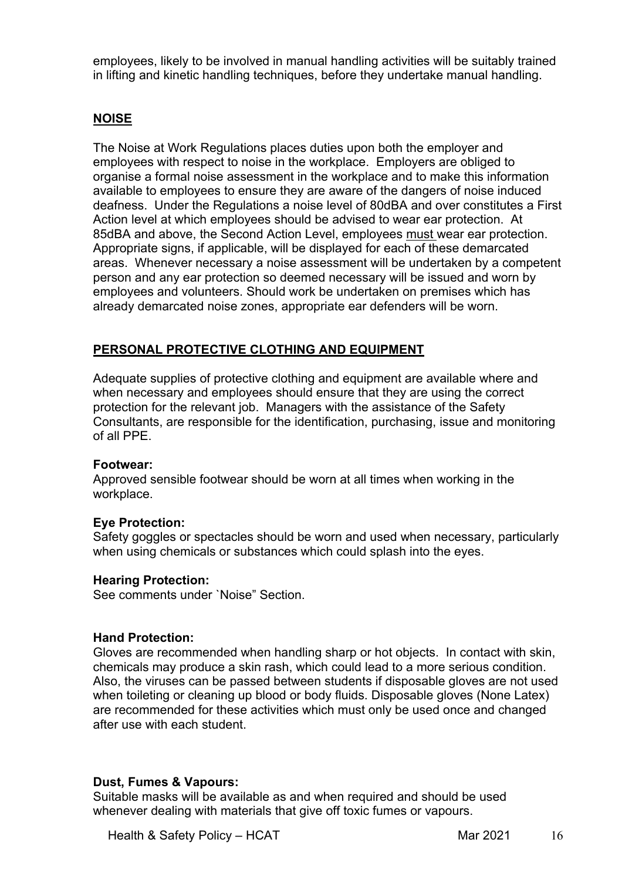employees, likely to be involved in manual handling activities will be suitably trained in lifting and kinetic handling techniques, before they undertake manual handling.

## NOISE

The Noise at Work Regulations places duties upon both the employer and employees with respect to noise in the workplace. Employers are obliged to organise a formal noise assessment in the workplace and to make this information available to employees to ensure they are aware of the dangers of noise induced deafness. Under the Regulations a noise level of 80dBA and over constitutes a First Action level at which employees should be advised to wear ear protection. At 85dBA and above, the Second Action Level, employees must wear ear protection. Appropriate signs, if applicable, will be displayed for each of these demarcated areas. Whenever necessary a noise assessment will be undertaken by a competent person and any ear protection so deemed necessary will be issued and worn by employees and volunteers. Should work be undertaken on premises which has already demarcated noise zones, appropriate ear defenders will be worn.

## PERSONAL PROTECTIVE CLOTHING AND EQUIPMENT

Adequate supplies of protective clothing and equipment are available where and when necessary and employees should ensure that they are using the correct protection for the relevant job. Managers with the assistance of the Safety Consultants, are responsible for the identification, purchasing, issue and monitoring of all PPE.

**Footwear:**
Approved sensible footwear should be worn at all times when working in the workplace.

**Eye Protection:**
Safety goggles or spectacles should be worn and used when necessary, particularly when using chemicals or substances which could splash into the eyes.

**Hearing Protection:**
See comments under `Noise" Section.

**Hand Protection:**
Gloves are recommended when handling sharp or hot objects. In contact with skin, chemicals may produce a skin rash, which could lead to a more serious condition. Also, the viruses can be passed between students if disposable gloves are not used when toileting or cleaning up blood or body fluids. Disposable gloves (None Latex) are recommended for these activities which must only be used once and changed after use with each student.

**Dust, Fumes & Vapours:**
Suitable masks will be available as and when required and should be used whenever dealing with materials that give off toxic fumes or vapours.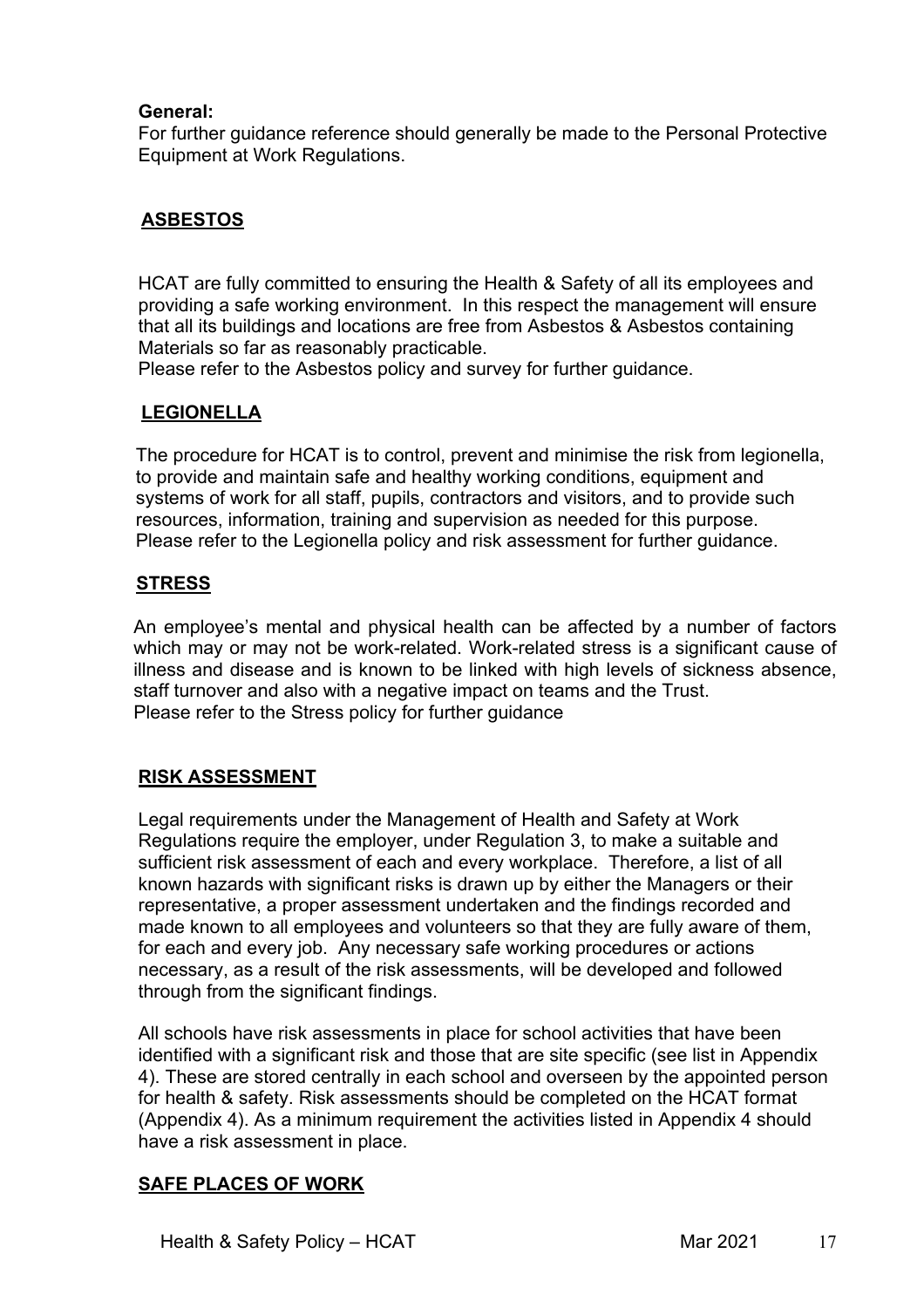**General:**
For further guidance reference should generally be made to the Personal Protective Equipment at Work Regulations.

## ASBESTOS

HCAT are fully committed to ensuring the Health & Safety of all its employees and providing a safe working environment. In this respect the management will ensure that all its buildings and locations are free from Asbestos & Asbestos containing Materials so far as reasonably practicable.
Please refer to the Asbestos policy and survey for further guidance.

## LEGIONELLA

The procedure for HCAT is to control, prevent and minimise the risk from legionella, to provide and maintain safe and healthy working conditions, equipment and systems of work for all staff, pupils, contractors and visitors, and to provide such resources, information, training and supervision as needed for this purpose.
Please refer to the Legionella policy and risk assessment for further guidance.

## STRESS

An employee's mental and physical health can be affected by a number of factors which may or may not be work-related. Work-related stress is a significant cause of illness and disease and is known to be linked with high levels of sickness absence, staff turnover and also with a negative impact on teams and the Trust.
Please refer to the Stress policy for further guidance

## RISK ASSESSMENT

Legal requirements under the Management of Health and Safety at Work Regulations require the employer, under Regulation 3, to make a suitable and sufficient risk assessment of each and every workplace. Therefore, a list of all known hazards with significant risks is drawn up by either the Managers or their representative, a proper assessment undertaken and the findings recorded and made known to all employees and volunteers so that they are fully aware of them, for each and every job. Any necessary safe working procedures or actions necessary, as a result of the risk assessments, will be developed and followed through from the significant findings.

All schools have risk assessments in place for school activities that have been identified with a significant risk and those that are site specific (see list in Appendix 4). These are stored centrally in each school and overseen by the appointed person for health & safety. Risk assessments should be completed on the HCAT format (Appendix 4). As a minimum requirement the activities listed in Appendix 4 should have a risk assessment in place.

## SAFE PLACES OF WORK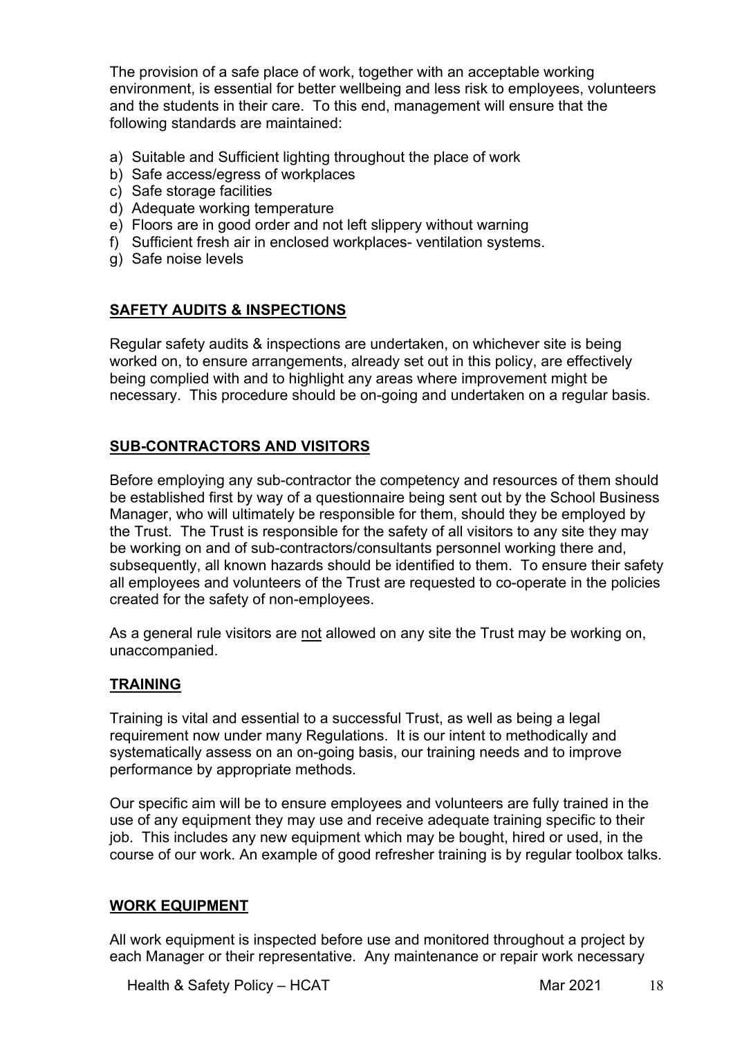The provision of a safe place of work, together with an acceptable working environment, is essential for better wellbeing and less risk to employees, volunteers and the students in their care. To this end, management will ensure that the following standards are maintained:

a) Suitable and Sufficient lighting throughout the place of work
b) Safe access/egress of workplaces
c) Safe storage facilities
d) Adequate working temperature
e) Floors are in good order and not left slippery without warning
f) Sufficient fresh air in enclosed workplaces- ventilation systems.
g) Safe noise levels

## SAFETY AUDITS & INSPECTIONS

Regular safety audits & inspections are undertaken, on whichever site is being worked on, to ensure arrangements, already set out in this policy, are effectively being complied with and to highlight any areas where improvement might be necessary. This procedure should be on-going and undertaken on a regular basis.

## SUB-CONTRACTORS AND VISITORS

Before employing any sub-contractor the competency and resources of them should be established first by way of a questionnaire being sent out by the School Business Manager, who will ultimately be responsible for them, should they be employed by the Trust. The Trust is responsible for the safety of all visitors to any site they may be working on and of sub-contractors/consultants personnel working there and, subsequently, all known hazards should be identified to them. To ensure their safety all employees and volunteers of the Trust are requested to co-operate in the policies created for the safety of non-employees.

As a general rule visitors are <u>not</u> allowed on any site the Trust may be working on, unaccompanied.

## TRAINING

Training is vital and essential to a successful Trust, as well as being a legal requirement now under many Regulations. It is our intent to methodically and systematically assess on an on-going basis, our training needs and to improve performance by appropriate methods.

Our specific aim will be to ensure employees and volunteers are fully trained in the use of any equipment they may use and receive adequate training specific to their job. This includes any new equipment which may be bought, hired or used, in the course of our work. An example of good refresher training is by regular toolbox talks.

## WORK EQUIPMENT

All work equipment is inspected before use and monitored throughout a project by each Manager or their representative. Any maintenance or repair work necessary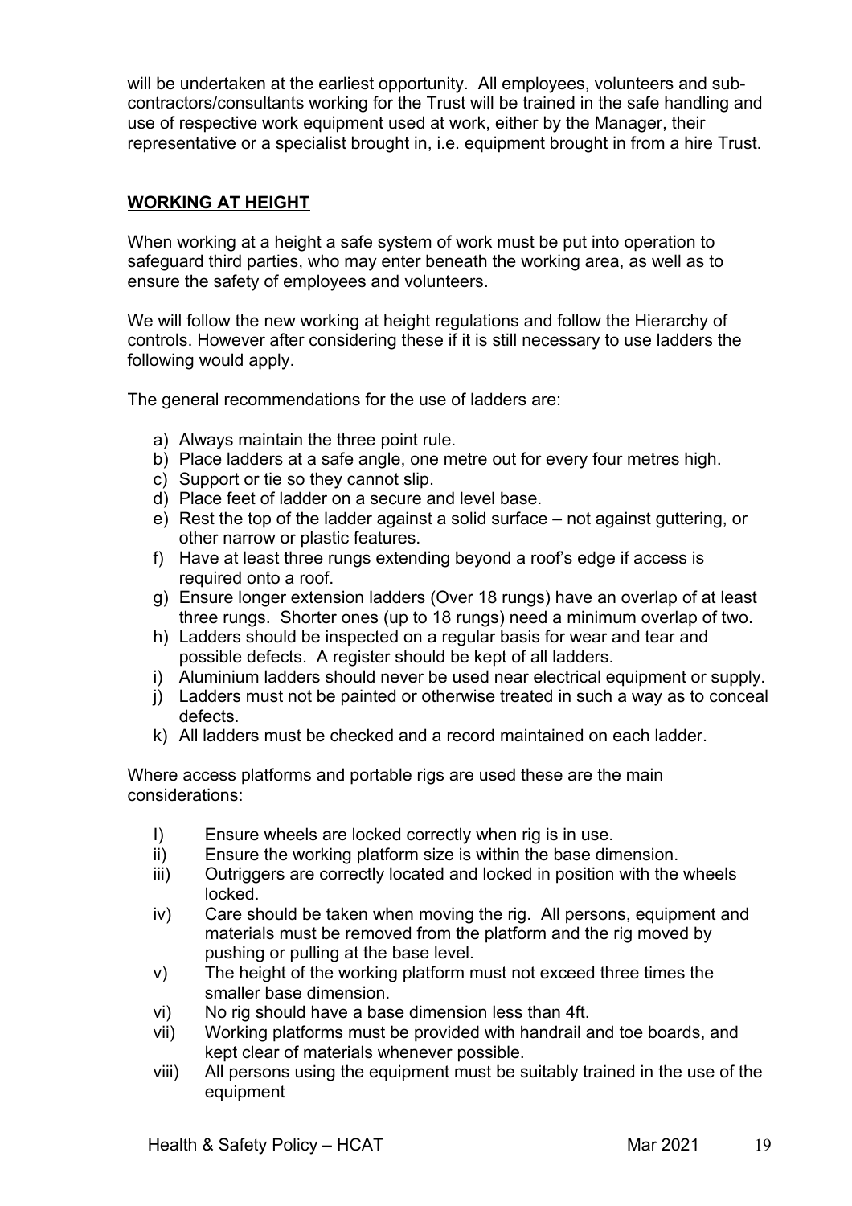will be undertaken at the earliest opportunity. All employees, volunteers and sub-contractors/consultants working for the Trust will be trained in the safe handling and use of respective work equipment used at work, either by the Manager, their representative or a specialist brought in, i.e. equipment brought in from a hire Trust.

## WORKING AT HEIGHT

When working at a height a safe system of work must be put into operation to safeguard third parties, who may enter beneath the working area, as well as to ensure the safety of employees and volunteers.

We will follow the new working at height regulations and follow the Hierarchy of controls. However after considering these if it is still necessary to use ladders the following would apply.

The general recommendations for the use of ladders are:

a) Always maintain the three point rule.
b) Place ladders at a safe angle, one metre out for every four metres high.
c) Support or tie so they cannot slip.
d) Place feet of ladder on a secure and level base.
e) Rest the top of the ladder against a solid surface – not against guttering, or other narrow or plastic features.
f) Have at least three rungs extending beyond a roof's edge if access is required onto a roof.
g) Ensure longer extension ladders (Over 18 rungs) have an overlap of at least three rungs. Shorter ones (up to 18 rungs) need a minimum overlap of two.
h) Ladders should be inspected on a regular basis for wear and tear and possible defects. A register should be kept of all ladders.
i) Aluminium ladders should never be used near electrical equipment or supply.
j) Ladders must not be painted or otherwise treated in such a way as to conceal defects.
k) All ladders must be checked and a record maintained on each ladder.

Where access platforms and portable rigs are used these are the main considerations:

I) Ensure wheels are locked correctly when rig is in use.
ii) Ensure the working platform size is within the base dimension.
iii) Outriggers are correctly located and locked in position with the wheels locked.
iv) Care should be taken when moving the rig. All persons, equipment and materials must be removed from the platform and the rig moved by pushing or pulling at the base level.
v) The height of the working platform must not exceed three times the smaller base dimension.
vi) No rig should have a base dimension less than 4ft.
vii) Working platforms must be provided with handrail and toe boards, and kept clear of materials whenever possible.
viii) All persons using the equipment must be suitably trained in the use of the equipment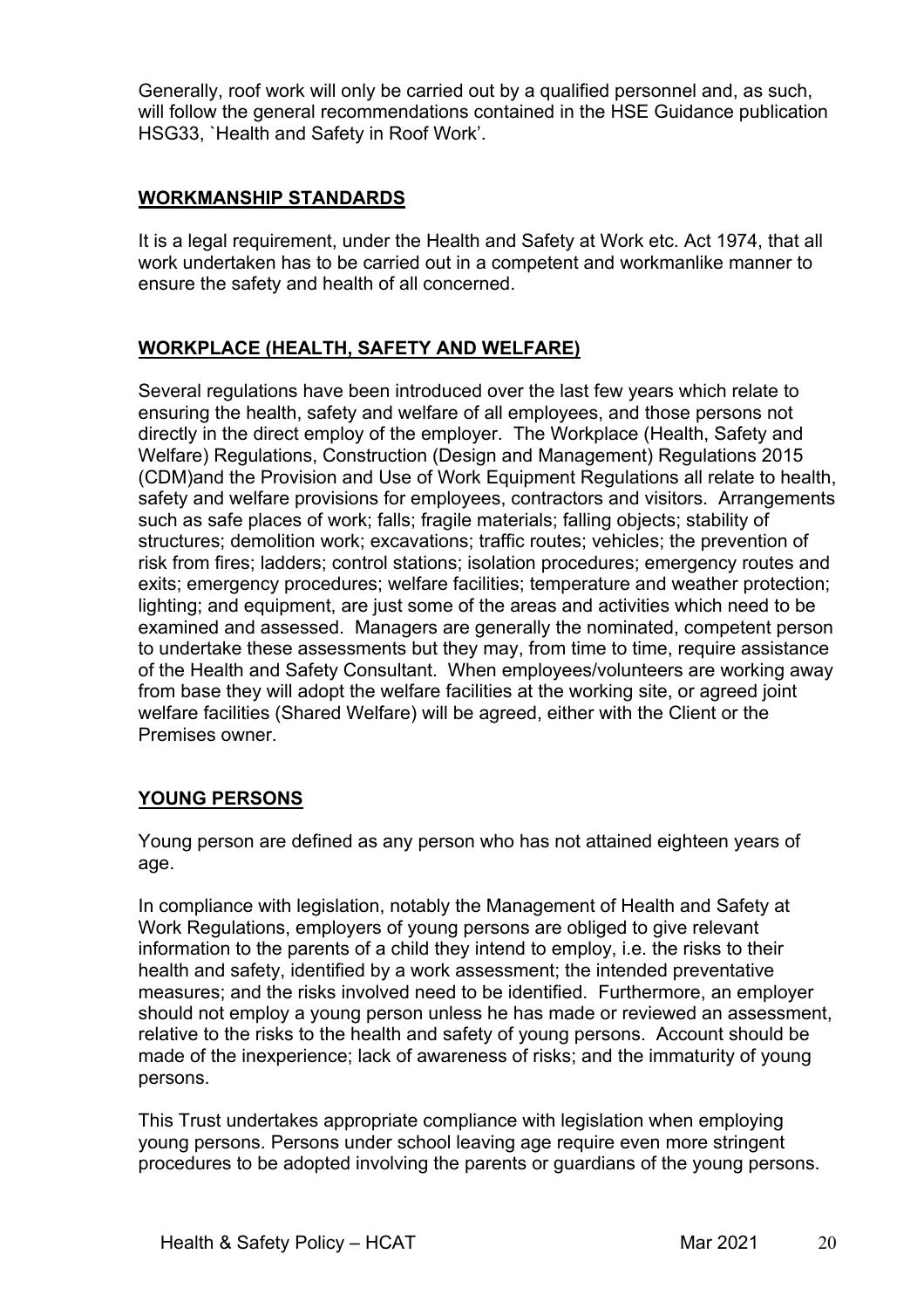Generally, roof work will only be carried out by a qualified personnel and, as such, will follow the general recommendations contained in the HSE Guidance publication HSG33, `Health and Safety in Roof Work'.

## WORKMANSHIP STANDARDS

It is a legal requirement, under the Health and Safety at Work etc. Act 1974, that all work undertaken has to be carried out in a competent and workmanlike manner to ensure the safety and health of all concerned.

## WORKPLACE (HEALTH, SAFETY AND WELFARE)

Several regulations have been introduced over the last few years which relate to ensuring the health, safety and welfare of all employees, and those persons not directly in the direct employ of the employer. The Workplace (Health, Safety and Welfare) Regulations, Construction (Design and Management) Regulations 2015 (CDM)and the Provision and Use of Work Equipment Regulations all relate to health, safety and welfare provisions for employees, contractors and visitors. Arrangements such as safe places of work; falls; fragile materials; falling objects; stability of structures; demolition work; excavations; traffic routes; vehicles; the prevention of risk from fires; ladders; control stations; isolation procedures; emergency routes and exits; emergency procedures; welfare facilities; temperature and weather protection; lighting; and equipment, are just some of the areas and activities which need to be examined and assessed. Managers are generally the nominated, competent person to undertake these assessments but they may, from time to time, require assistance of the Health and Safety Consultant. When employees/volunteers are working away from base they will adopt the welfare facilities at the working site, or agreed joint welfare facilities (Shared Welfare) will be agreed, either with the Client or the Premises owner.

## YOUNG PERSONS

Young person are defined as any person who has not attained eighteen years of age.

In compliance with legislation, notably the Management of Health and Safety at Work Regulations, employers of young persons are obliged to give relevant information to the parents of a child they intend to employ, i.e. the risks to their health and safety, identified by a work assessment; the intended preventative measures; and the risks involved need to be identified. Furthermore, an employer should not employ a young person unless he has made or reviewed an assessment, relative to the risks to the health and safety of young persons. Account should be made of the inexperience; lack of awareness of risks; and the immaturity of young persons.

This Trust undertakes appropriate compliance with legislation when employing young persons. Persons under school leaving age require even more stringent procedures to be adopted involving the parents or guardians of the young persons.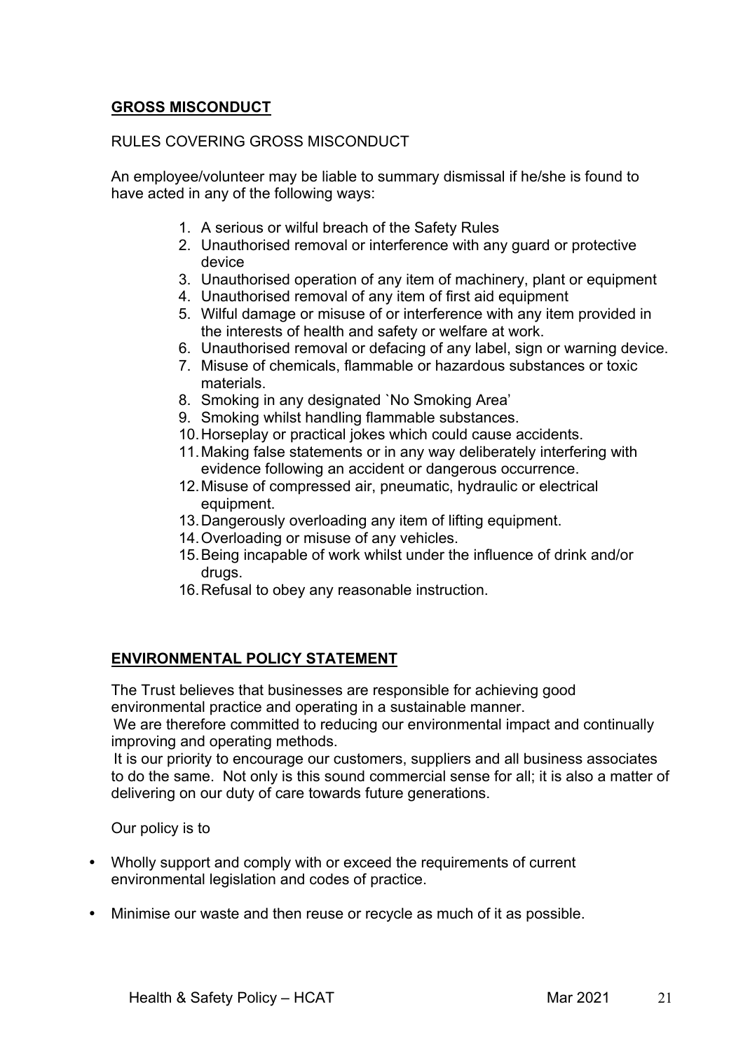## GROSS MISCONDUCT

RULES COVERING GROSS MISCONDUCT

An employee/volunteer may be liable to summary dismissal if he/she is found to have acted in any of the following ways:

1. A serious or wilful breach of the Safety Rules
2. Unauthorised removal or interference with any guard or protective device
3. Unauthorised operation of any item of machinery, plant or equipment
4. Unauthorised removal of any item of first aid equipment
5. Wilful damage or misuse of or interference with any item provided in the interests of health and safety or welfare at work.
6. Unauthorised removal or defacing of any label, sign or warning device.
7. Misuse of chemicals, flammable or hazardous substances or toxic materials.
8. Smoking in any designated `No Smoking Area'
9. Smoking whilst handling flammable substances.
10. Horseplay or practical jokes which could cause accidents.
11. Making false statements or in any way deliberately interfering with evidence following an accident or dangerous occurrence.
12. Misuse of compressed air, pneumatic, hydraulic or electrical equipment.
13. Dangerously overloading any item of lifting equipment.
14. Overloading or misuse of any vehicles.
15. Being incapable of work whilst under the influence of drink and/or drugs.
16. Refusal to obey any reasonable instruction.

## ENVIRONMENTAL POLICY STATEMENT

The Trust believes that businesses are responsible for achieving good environmental practice and operating in a sustainable manner.
We are therefore committed to reducing our environmental impact and continually improving and operating methods.
It is our priority to encourage our customers, suppliers and all business associates to do the same. Not only is this sound commercial sense for all; it is also a matter of delivering on our duty of care towards future generations.

Our policy is to

- Wholly support and comply with or exceed the requirements of current environmental legislation and codes of practice.
- Minimise our waste and then reuse or recycle as much of it as possible.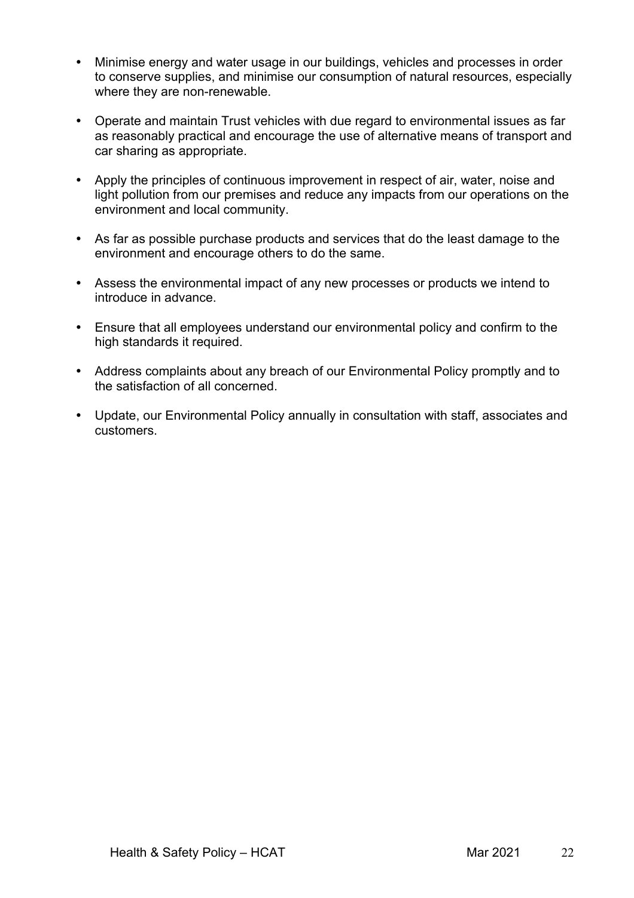- Minimise energy and water usage in our buildings, vehicles and processes in order to conserve supplies, and minimise our consumption of natural resources, especially where they are non-renewable.

- Operate and maintain Trust vehicles with due regard to environmental issues as far as reasonably practical and encourage the use of alternative means of transport and car sharing as appropriate.

- Apply the principles of continuous improvement in respect of air, water, noise and light pollution from our premises and reduce any impacts from our operations on the environment and local community.

- As far as possible purchase products and services that do the least damage to the environment and encourage others to do the same.

- Assess the environmental impact of any new processes or products we intend to introduce in advance.

- Ensure that all employees understand our environmental policy and confirm to the high standards it required.

- Address complaints about any breach of our Environmental Policy promptly and to the satisfaction of all concerned.

- Update, our Environmental Policy annually in consultation with staff, associates and customers.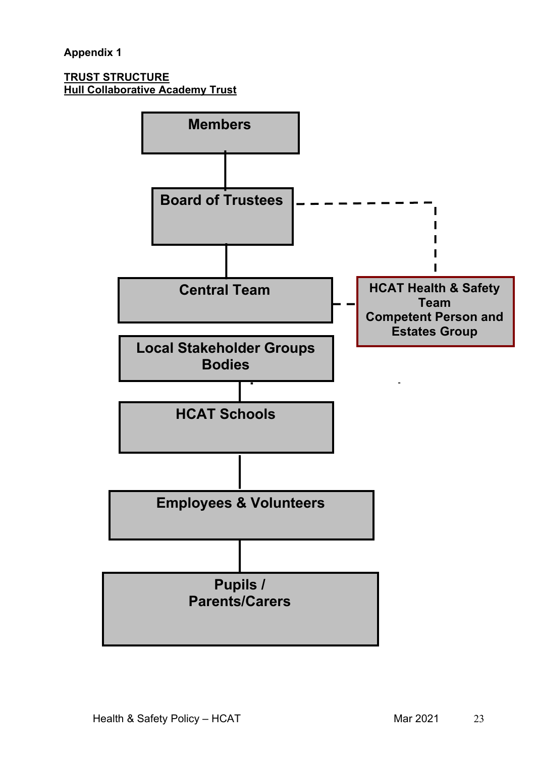**Appendix 1**

**TRUST STRUCTURE**
**Hull Collaborative Academy Trust**

- **Members**
  - **Board of Trustees** (dashed link to HCAT Health & Safety Team Competent Person and Estates Group)
    - **Central Team** (dashed link to HCAT Health & Safety Team Competent Person and Estates Group)
    - **Local Stakeholder Groups Bodies**
      - **HCAT Schools**
        - **Employees & Volunteers**
          - **Pupils / Parents/Carers**

**HCAT Health & Safety Team Competent Person and Estates Group**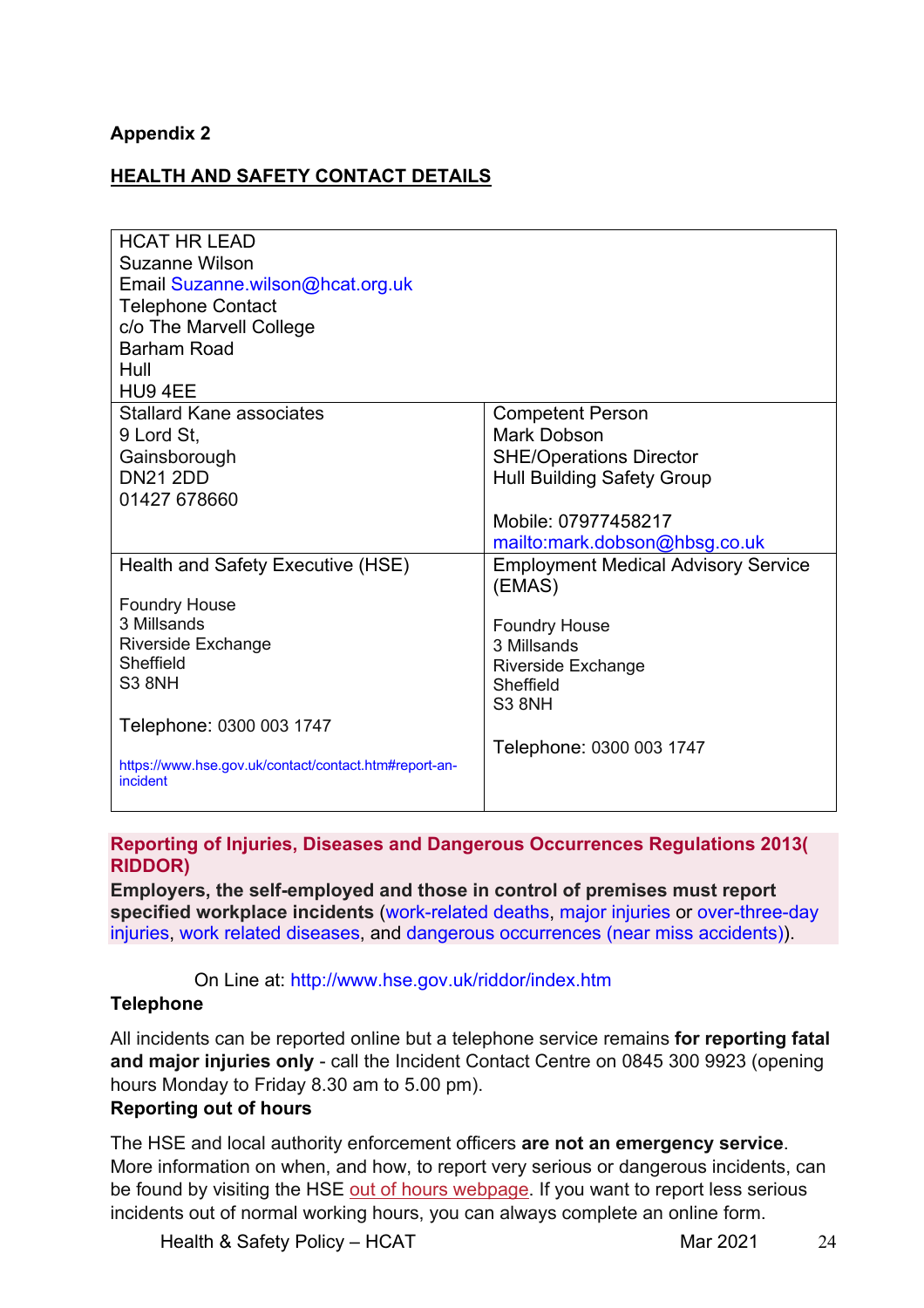**Appendix 2**

## HEALTH AND SAFETY CONTACT DETAILS

| HCAT HR LEAD<br>Suzanne Wilson<br>Email Suzanne.wilson@hcat.org.uk<br>Telephone Contact<br>c/o The Marvell College<br>Barham Road<br>Hull<br>HU9 4EE | |
|---|---|
| Stallard Kane associates<br>9 Lord St,<br>Gainsborough<br>DN21 2DD<br>01427 678660 | Competent Person<br>Mark Dobson<br>SHE/Operations Director<br>Hull Building Safety Group<br><br>Mobile: 07977458217<br>mailto:mark.dobson@hbsg.co.uk |
| Health and Safety Executive (HSE)<br><br>Foundry House<br>3 Millsands<br>Riverside Exchange<br>Sheffield<br>S3 8NH<br><br>Telephone: 0300 003 1747<br><br>https://www.hse.gov.uk/contact/contact.htm#report-an-incident | Employment Medical Advisory Service (EMAS)<br><br>Foundry House<br>3 Millsands<br>Riverside Exchange<br>Sheffield<br>S3 8NH<br><br>Telephone: 0300 003 1747 |

**Reporting of Injuries, Diseases and Dangerous Occurrences Regulations 2013( RIDDOR)**

**Employers, the self-employed and those in control of premises must report specified workplace incidents** (work-related deaths, major injuries or over-three-day injuries, work related diseases, and dangerous occurrences (near miss accidents)).

On Line at: http://www.hse.gov.uk/riddor/index.htm

**Telephone**

All incidents can be reported online but a telephone service remains **for reporting fatal and major injuries only** - call the Incident Contact Centre on 0845 300 9923 (opening hours Monday to Friday 8.30 am to 5.00 pm).

**Reporting out of hours**

The HSE and local authority enforcement officers **are not an emergency service**. More information on when, and how, to report very serious or dangerous incidents, can be found by visiting the HSE out of hours webpage. If you want to report less serious incidents out of normal working hours, you can always complete an online form.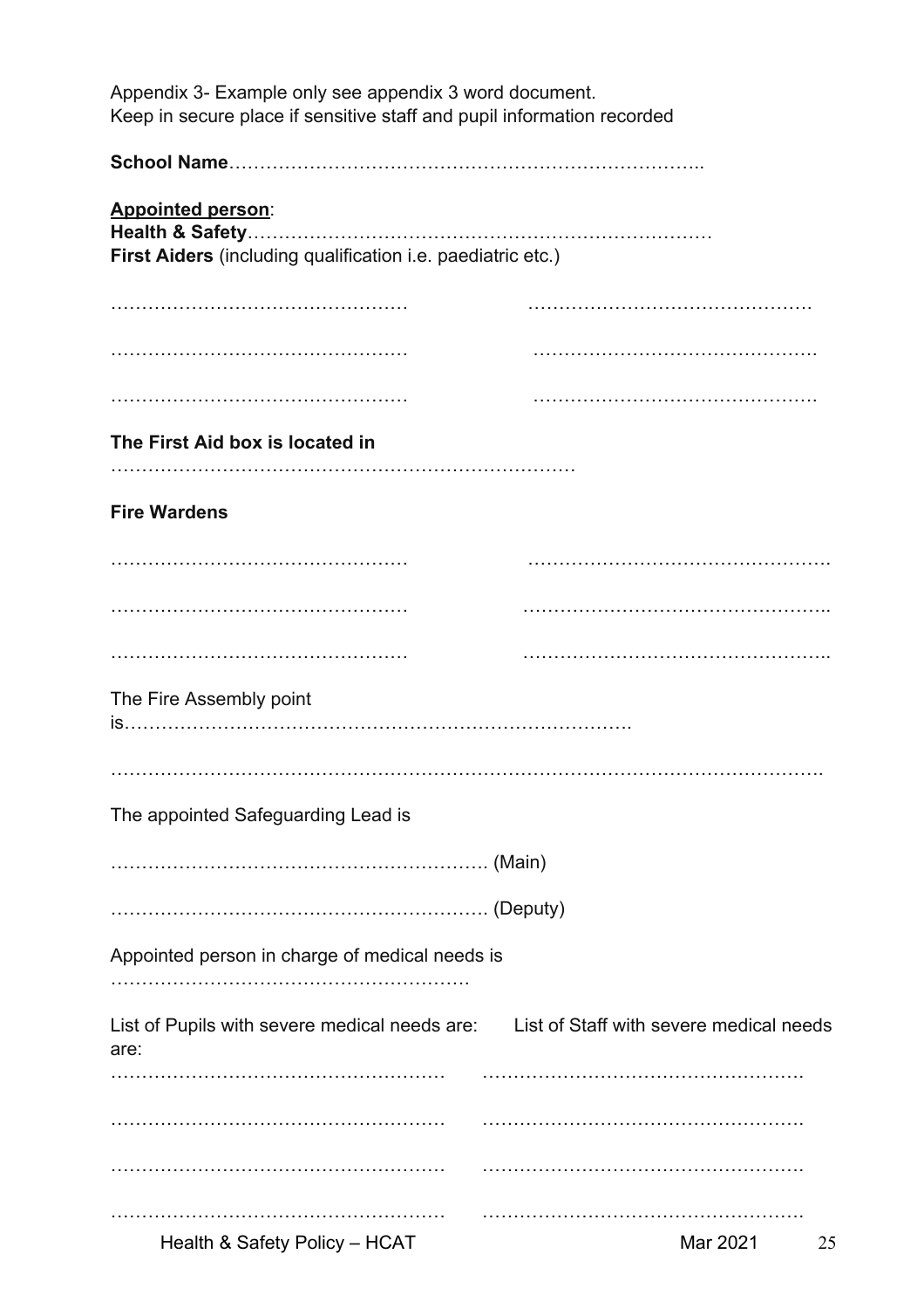Appendix 3- Example only see appendix 3 word document.
Keep in secure place if sensitive staff and pupil information recorded

**School Name**……………………………………………………………………..

**Appointed person**:
**Health & Safety**………………………………………………………………
**First Aiders** (including qualification i.e. paediatric etc.)

…………………………………………  ……………………………………….

…………………………………………  ……………………………………….

…………………………………………  ……………………………………….

**The First Aid box is located in**
…………………………………………………………………

**Fire Wardens**

…………………………………………  ………………………………………….

…………………………………………  …………………………………………..

…………………………………………  …………………………………………..

The Fire Assembly point is…………………………………………………………………….

…………………………………………………………………………………………………….

The appointed Safeguarding Lead is

……………………………………………………. (Main)

……………………………………………………. (Deputy)

Appointed person in charge of medical needs is
………………………………………………….

| List of Pupils with severe medical needs are: | List of Staff with severe medical needs are: |
|---|---|
| ……………………………………………… | ……………………………………………. |
| ……………………………………………… | ……………………………………………. |
| ……………………………………………… | ……………………………………………. |
| ……………………………………………… | ……………………………………………. |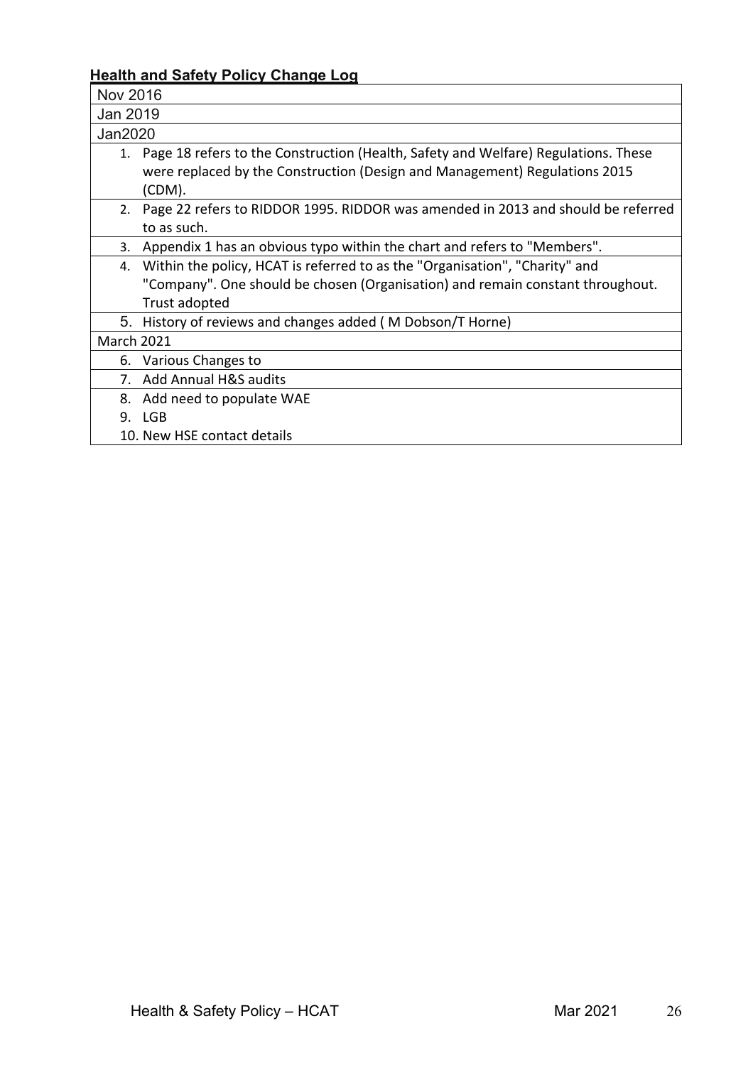**Health and Safety Policy Change Log**

| |
|---|
| Nov 2016 |
| Jan 2019 |
| Jan2020 |
| 1. Page 18 refers to the Construction (Health, Safety and Welfare) Regulations. These were replaced by the Construction (Design and Management) Regulations 2015 (CDM). |
| 2. Page 22 refers to RIDDOR 1995. RIDDOR was amended in 2013 and should be referred to as such. |
| 3. Appendix 1 has an obvious typo within the chart and refers to "Members". |
| 4. Within the policy, HCAT is referred to as the "Organisation", "Charity" and "Company". One should be chosen (Organisation) and remain constant throughout. Trust adopted |
| 5. History of reviews and changes added ( M Dobson/T Horne) |
| March 2021 |
| 6. Various Changes to |
| 7. Add Annual H&S audits |
| 8. Add need to populate WAE<br>9. LGB<br>10. New HSE contact details |